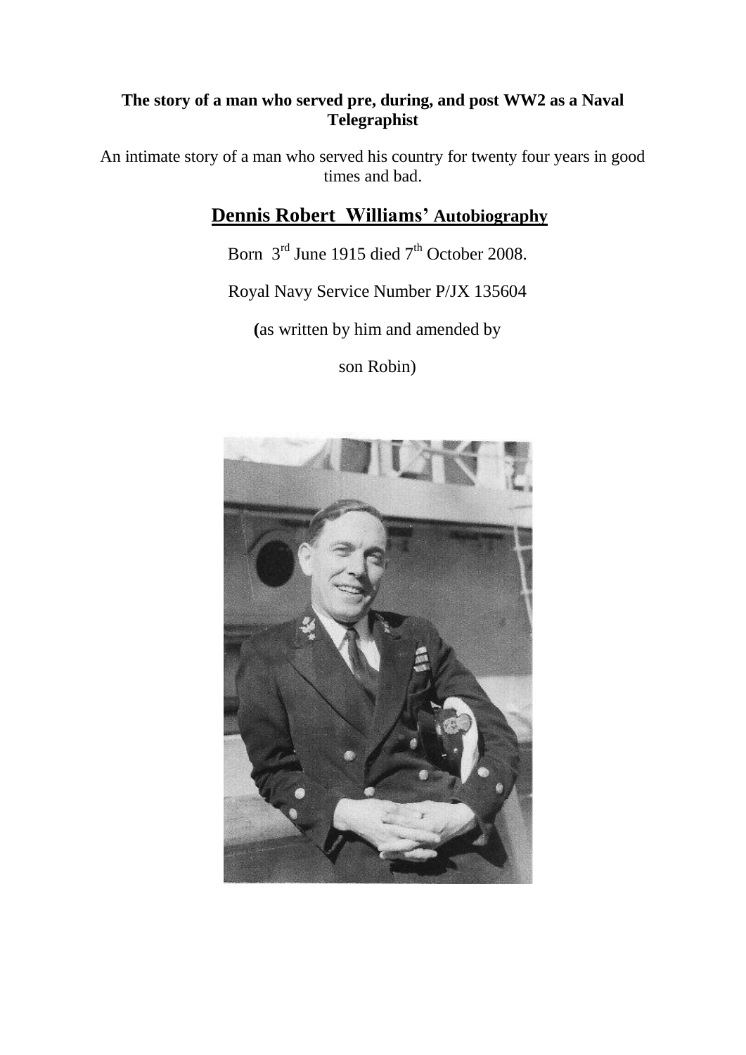**The story of a man who served pre, during, and post WW2 as a Naval Telegraphist**

An intimate story of a man who served his country for twenty four years in good times and bad.

# Dennis Robert Williams' Autobiography

Born 3rd June 1915 died 7th October 2008.

Royal Navy Service Number P/JX 135604

(as written by him and amended by

son Robin)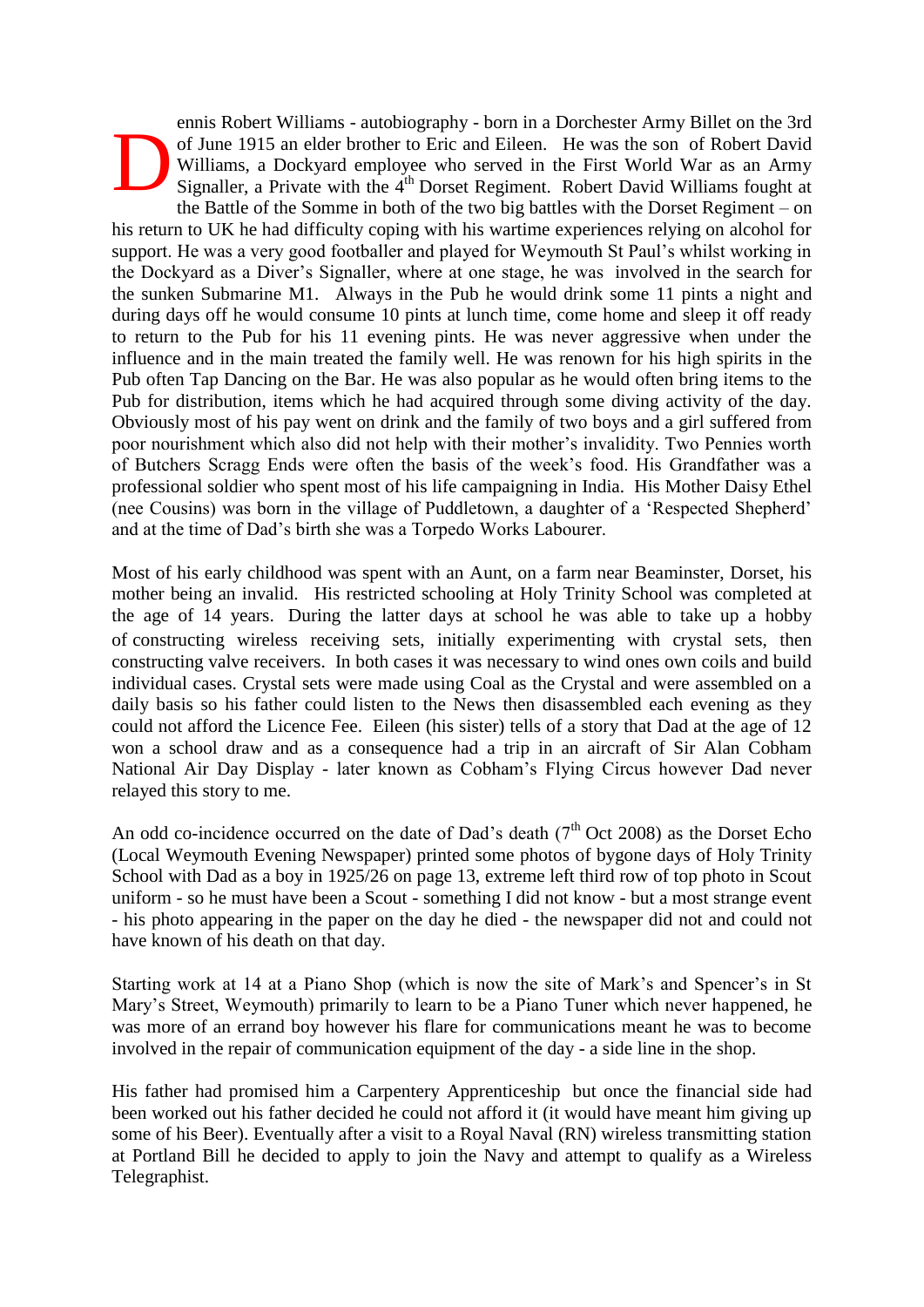Dennis Robert Williams - autobiography - born in a Dorchester Army Billet on the 3rd of June 1915 an elder brother to Eric and Eileen. He was the son of Robert David Williams, a Dockyard employee who served in the First World War as an Army Signaller, a Private with the 4th Dorset Regiment. Robert David Williams fought at the Battle of the Somme in both of the two big battles with the Dorset Regiment – on his return to UK he had difficulty coping with his wartime experiences relying on alcohol for support. He was a very good footballer and played for Weymouth St Paul's whilst working in the Dockyard as a Diver's Signaller, where at one stage, he was involved in the search for the sunken Submarine M1. Always in the Pub he would drink some 11 pints a night and during days off he would consume 10 pints at lunch time, come home and sleep it off ready to return to the Pub for his 11 evening pints. He was never aggressive when under the influence and in the main treated the family well. He was renown for his high spirits in the Pub often Tap Dancing on the Bar. He was also popular as he would often bring items to the Pub for distribution, items which he had acquired through some diving activity of the day. Obviously most of his pay went on drink and the family of two boys and a girl suffered from poor nourishment which also did not help with their mother's invalidity. Two Pennies worth of Butchers Scragg Ends were often the basis of the week's food. His Grandfather was a professional soldier who spent most of his life campaigning in India. His Mother Daisy Ethel (nee Cousins) was born in the village of Puddletown, a daughter of a 'Respected Shepherd' and at the time of Dad's birth she was a Torpedo Works Labourer.

Most of his early childhood was spent with an Aunt, on a farm near Beaminster, Dorset, his mother being an invalid. His restricted schooling at Holy Trinity School was completed at the age of 14 years. During the latter days at school he was able to take up a hobby of constructing wireless receiving sets, initially experimenting with crystal sets, then constructing valve receivers. In both cases it was necessary to wind ones own coils and build individual cases. Crystal sets were made using Coal as the Crystal and were assembled on a daily basis so his father could listen to the News then disassembled each evening as they could not afford the Licence Fee. Eileen (his sister) tells of a story that Dad at the age of 12 won a school draw and as a consequence had a trip in an aircraft of Sir Alan Cobham National Air Day Display - later known as Cobham's Flying Circus however Dad never relayed this story to me.

An odd co-incidence occurred on the date of Dad's death (7th Oct 2008) as the Dorset Echo (Local Weymouth Evening Newspaper) printed some photos of bygone days of Holy Trinity School with Dad as a boy in 1925/26 on page 13, extreme left third row of top photo in Scout uniform - so he must have been a Scout - something I did not know - but a most strange event - his photo appearing in the paper on the day he died - the newspaper did not and could not have known of his death on that day.

Starting work at 14 at a Piano Shop (which is now the site of Mark's and Spencer's in St Mary's Street, Weymouth) primarily to learn to be a Piano Tuner which never happened, he was more of an errand boy however his flare for communications meant he was to become involved in the repair of communication equipment of the day - a side line in the shop.

His father had promised him a Carpentery Apprenticeship but once the financial side had been worked out his father decided he could not afford it (it would have meant him giving up some of his Beer). Eventually after a visit to a Royal Naval (RN) wireless transmitting station at Portland Bill he decided to apply to join the Navy and attempt to qualify as a Wireless Telegraphist.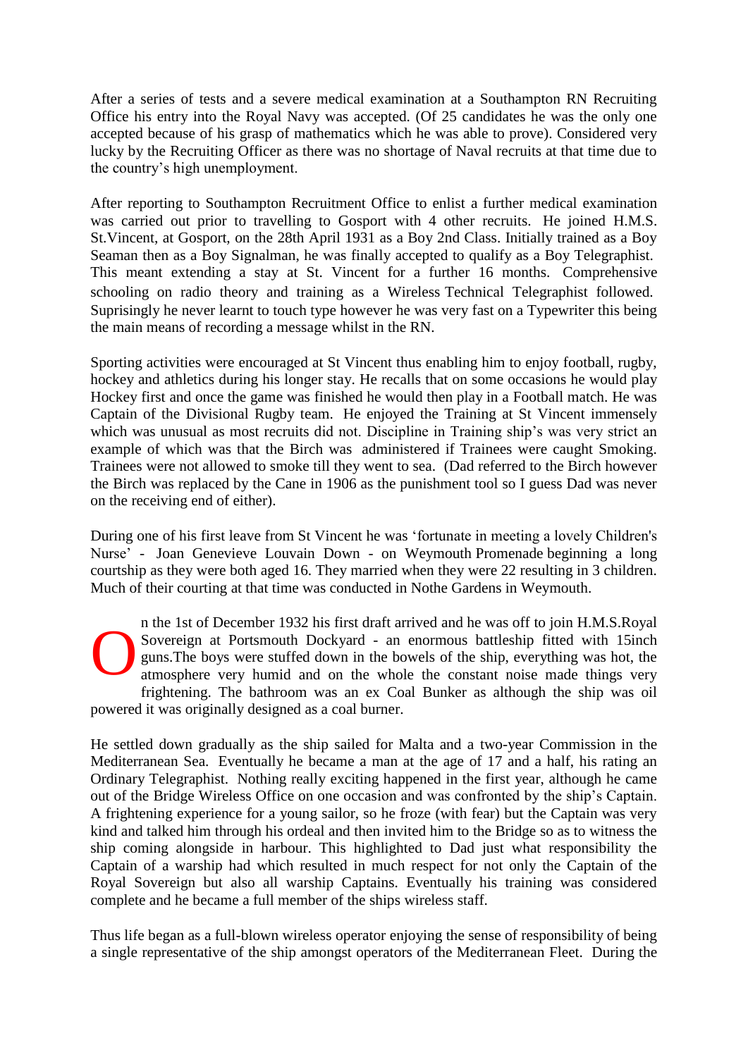After a series of tests and a severe medical examination at a Southampton RN Recruiting Office his entry into the Royal Navy was accepted. (Of 25 candidates he was the only one accepted because of his grasp of mathematics which he was able to prove). Considered very lucky by the Recruiting Officer as there was no shortage of Naval recruits at that time due to the country's high unemployment.

After reporting to Southampton Recruitment Office to enlist a further medical examination was carried out prior to travelling to Gosport with 4 other recruits. He joined H.M.S. St.Vincent, at Gosport, on the 28th April 1931 as a Boy 2nd Class. Initially trained as a Boy Seaman then as a Boy Signalman, he was finally accepted to qualify as a Boy Telegraphist. This meant extending a stay at St. Vincent for a further 16 months. Comprehensive schooling on radio theory and training as a Wireless Technical Telegraphist followed. Suprisingly he never learnt to touch type however he was very fast on a Typewriter this being the main means of recording a message whilst in the RN.

Sporting activities were encouraged at St Vincent thus enabling him to enjoy football, rugby, hockey and athletics during his longer stay. He recalls that on some occasions he would play Hockey first and once the game was finished he would then play in a Football match. He was Captain of the Divisional Rugby team. He enjoyed the Training at St Vincent immensely which was unusual as most recruits did not. Discipline in Training ship's was very strict an example of which was that the Birch was administered if Trainees were caught Smoking. Trainees were not allowed to smoke till they went to sea. (Dad referred to the Birch however the Birch was replaced by the Cane in 1906 as the punishment tool so I guess Dad was never on the receiving end of either).

During one of his first leave from St Vincent he was 'fortunate in meeting a lovely Children's Nurse' - Joan Genevieve Louvain Down - on Weymouth Promenade beginning a long courtship as they were both aged 16. They married when they were 22 resulting in 3 children. Much of their courting at that time was conducted in Nothe Gardens in Weymouth.

On the 1st of December 1932 his first draft arrived and he was off to join H.M.S.Royal Sovereign at Portsmouth Dockyard - an enormous battleship fitted with 15inch guns.The boys were stuffed down in the bowels of the ship, everything was hot, the atmosphere very humid and on the whole the constant noise made things very frightening. The bathroom was an ex Coal Bunker as although the ship was oil powered it was originally designed as a coal burner.

He settled down gradually as the ship sailed for Malta and a two-year Commission in the Mediterranean Sea. Eventually he became a man at the age of 17 and a half, his rating an Ordinary Telegraphist. Nothing really exciting happened in the first year, although he came out of the Bridge Wireless Office on one occasion and was confronted by the ship's Captain. A frightening experience for a young sailor, so he froze (with fear) but the Captain was very kind and talked him through his ordeal and then invited him to the Bridge so as to witness the ship coming alongside in harbour. This highlighted to Dad just what responsibility the Captain of a warship had which resulted in much respect for not only the Captain of the Royal Sovereign but also all warship Captains. Eventually his training was considered complete and he became a full member of the ships wireless staff.

Thus life began as a full-blown wireless operator enjoying the sense of responsibility of being a single representative of the ship amongst operators of the Mediterranean Fleet. During the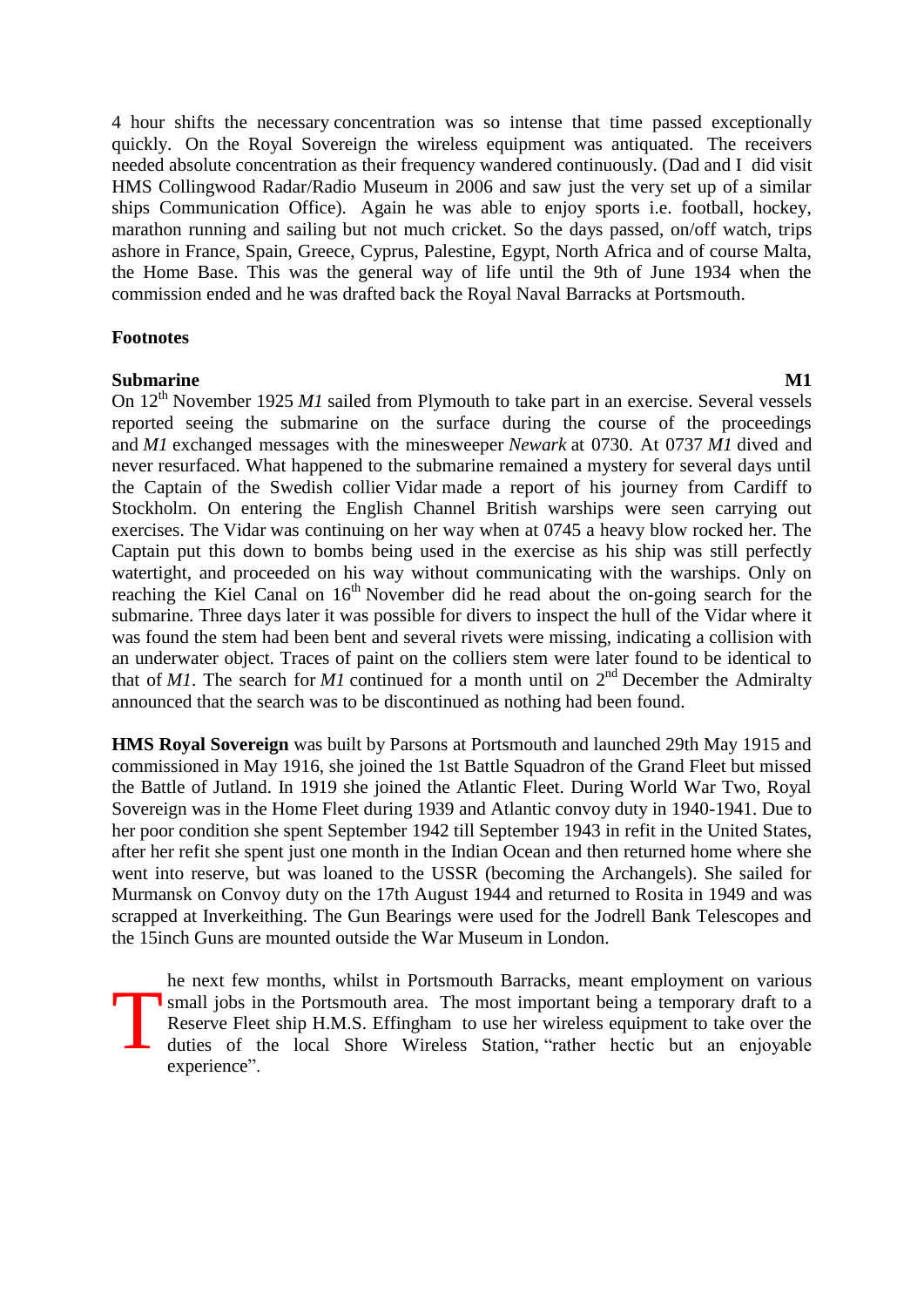4 hour shifts the necessary concentration was so intense that time passed exceptionally quickly. On the Royal Sovereign the wireless equipment was antiquated. The receivers needed absolute concentration as their frequency wandered continuously. (Dad and I did visit HMS Collingwood Radar/Radio Museum in 2006 and saw just the very set up of a similar ships Communication Office). Again he was able to enjoy sports i.e. football, hockey, marathon running and sailing but not much cricket. So the days passed, on/off watch, trips ashore in France, Spain, Greece, Cyprus, Palestine, Egypt, North Africa and of course Malta, the Home Base. This was the general way of life until the 9th of June 1934 when the commission ended and he was drafted back the Royal Naval Barracks at Portsmouth.

**Footnotes**

**Submarine M1**

On 12th November 1925 *M1* sailed from Plymouth to take part in an exercise. Several vessels reported seeing the submarine on the surface during the course of the proceedings and *M1* exchanged messages with the minesweeper *Newark* at 0730. At 0737 *M1* dived and never resurfaced. What happened to the submarine remained a mystery for several days until the Captain of the Swedish collier Vidar made a report of his journey from Cardiff to Stockholm. On entering the English Channel British warships were seen carrying out exercises. The Vidar was continuing on her way when at 0745 a heavy blow rocked her. The Captain put this down to bombs being used in the exercise as his ship was still perfectly watertight, and proceeded on his way without communicating with the warships. Only on reaching the Kiel Canal on 16th November did he read about the on-going search for the submarine. Three days later it was possible for divers to inspect the hull of the Vidar where it was found the stem had been bent and several rivets were missing, indicating a collision with an underwater object. Traces of paint on the colliers stem were later found to be identical to that of *M1*. The search for *M1* continued for a month until on 2nd December the Admiralty announced that the search was to be discontinued as nothing had been found.

**HMS Royal Sovereign** was built by Parsons at Portsmouth and launched 29th May 1915 and commissioned in May 1916, she joined the 1st Battle Squadron of the Grand Fleet but missed the Battle of Jutland. In 1919 she joined the Atlantic Fleet. During World War Two, Royal Sovereign was in the Home Fleet during 1939 and Atlantic convoy duty in 1940-1941. Due to her poor condition she spent September 1942 till September 1943 in refit in the United States, after her refit she spent just one month in the Indian Ocean and then returned home where she went into reserve, but was loaned to the USSR (becoming the Archangels). She sailed for Murmansk on Convoy duty on the 17th August 1944 and returned to Rosita in 1949 and was scrapped at Inverkeithing. The Gun Bearings were used for the Jodrell Bank Telescopes and the 15inch Guns are mounted outside the War Museum in London.

The next few months, whilst in Portsmouth Barracks, meant employment on various small jobs in the Portsmouth area. The most important being a temporary draft to a Reserve Fleet ship H.M.S. Effingham to use her wireless equipment to take over the duties of the local Shore Wireless Station, "rather hectic but an enjoyable experience".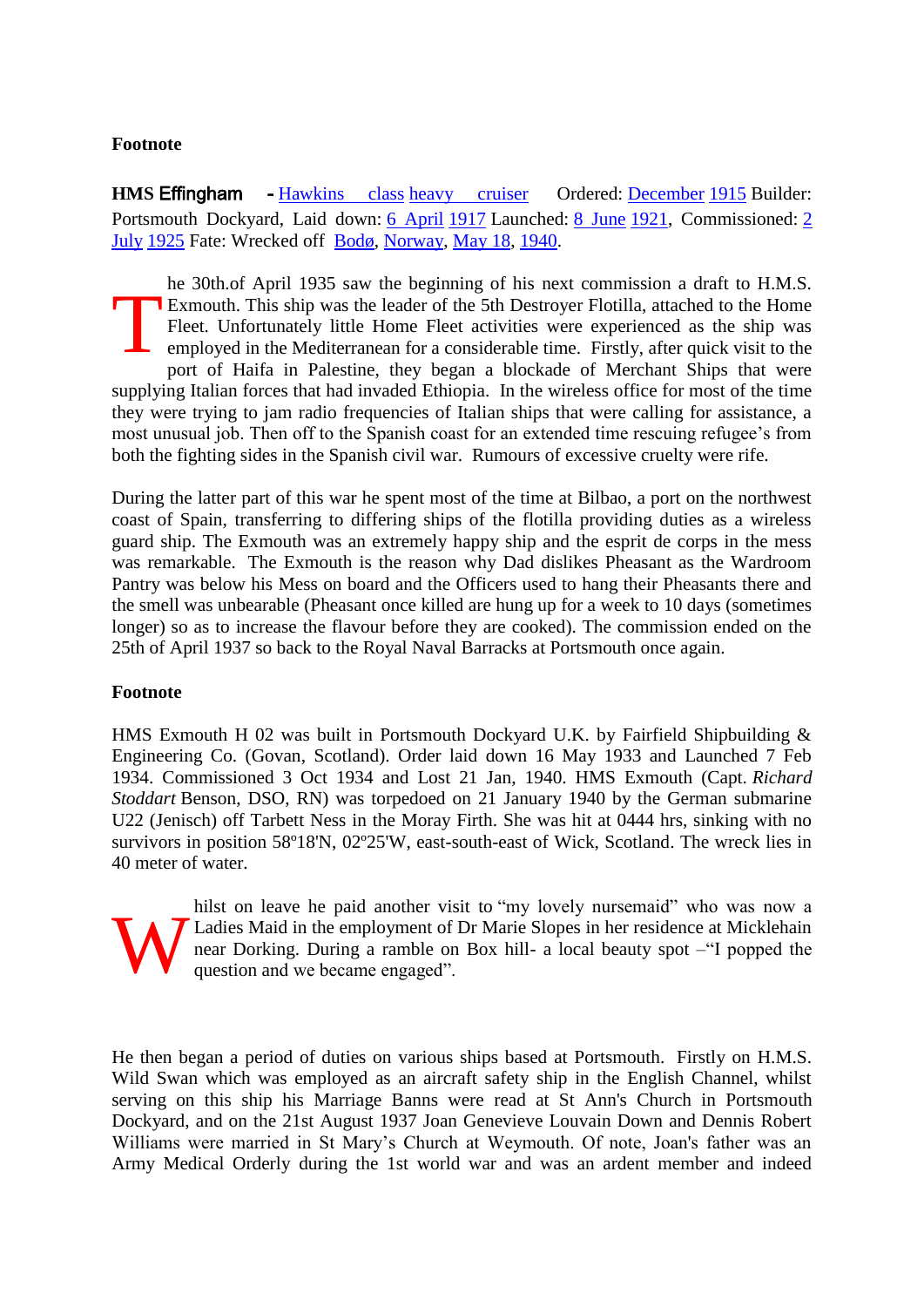**Footnote**

**HMS Effingham** - Hawkins class heavy cruiser Ordered: December 1915 Builder: Portsmouth Dockyard, Laid down: 6 April 1917 Launched: 8 June 1921, Commissioned: 2 July 1925 Fate: Wrecked off Bodø, Norway, May 18, 1940.

The 30th.of April 1935 saw the beginning of his next commission a draft to H.M.S. Exmouth. This ship was the leader of the 5th Destroyer Flotilla, attached to the Home Fleet. Unfortunately little Home Fleet activities were experienced as the ship was employed in the Mediterranean for a considerable time. Firstly, after quick visit to the port of Haifa in Palestine, they began a blockade of Merchant Ships that were supplying Italian forces that had invaded Ethiopia. In the wireless office for most of the time they were trying to jam radio frequencies of Italian ships that were calling for assistance, a most unusual job. Then off to the Spanish coast for an extended time rescuing refugee's from both the fighting sides in the Spanish civil war. Rumours of excessive cruelty were rife.

During the latter part of this war he spent most of the time at Bilbao, a port on the northwest coast of Spain, transferring to differing ships of the flotilla providing duties as a wireless guard ship. The Exmouth was an extremely happy ship and the esprit de corps in the mess was remarkable. The Exmouth is the reason why Dad dislikes Pheasant as the Wardroom Pantry was below his Mess on board and the Officers used to hang their Pheasants there and the smell was unbearable (Pheasant once killed are hung up for a week to 10 days (sometimes longer) so as to increase the flavour before they are cooked). The commission ended on the 25th of April 1937 so back to the Royal Naval Barracks at Portsmouth once again.

**Footnote**

HMS Exmouth H 02 was built in Portsmouth Dockyard U.K. by Fairfield Shipbuilding & Engineering Co. (Govan, Scotland). Order laid down 16 May 1933 and Launched 7 Feb 1934. Commissioned 3 Oct 1934 and Lost 21 Jan, 1940. HMS Exmouth (Capt. *Richard Stoddart* Benson, DSO, RN) was torpedoed on 21 January 1940 by the German submarine U22 (Jenisch) off Tarbett Ness in the Moray Firth. She was hit at 0444 hrs, sinking with no survivors in position 58º18'N, 02º25'W, east-south-east of Wick, Scotland. The wreck lies in 40 meter of water.

Whilst on leave he paid another visit to "my lovely nursemaid" who was now a Ladies Maid in the employment of Dr Marie Slopes in her residence at Micklehain near Dorking. During a ramble on Box hill- a local beauty spot –"I popped the question and we became engaged".

He then began a period of duties on various ships based at Portsmouth. Firstly on H.M.S. Wild Swan which was employed as an aircraft safety ship in the English Channel, whilst serving on this ship his Marriage Banns were read at St Ann's Church in Portsmouth Dockyard, and on the 21st August 1937 Joan Genevieve Louvain Down and Dennis Robert Williams were married in St Mary's Church at Weymouth. Of note, Joan's father was an Army Medical Orderly during the 1st world war and was an ardent member and indeed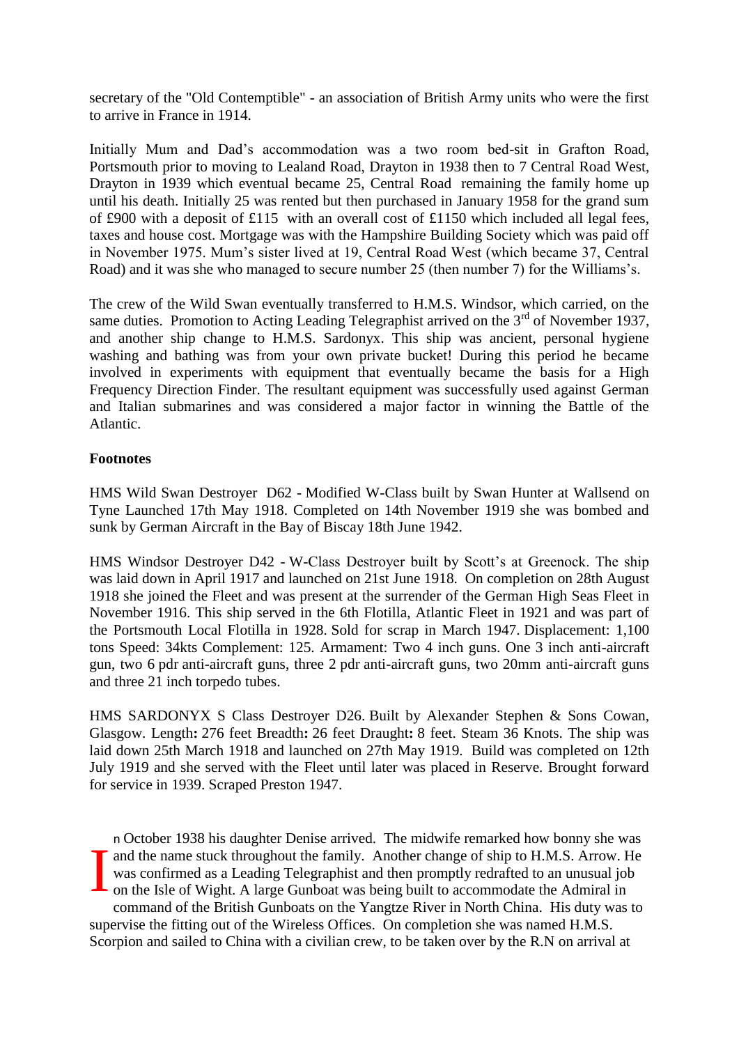secretary of the "Old Contemptible" - an association of British Army units who were the first to arrive in France in 1914.

Initially Mum and Dad's accommodation was a two room bed-sit in Grafton Road, Portsmouth prior to moving to Lealand Road, Drayton in 1938 then to 7 Central Road West, Drayton in 1939 which eventual became 25, Central Road remaining the family home up until his death. Initially 25 was rented but then purchased in January 1958 for the grand sum of £900 with a deposit of £115 with an overall cost of £1150 which included all legal fees, taxes and house cost. Mortgage was with the Hampshire Building Society which was paid off in November 1975. Mum's sister lived at 19, Central Road West (which became 37, Central Road) and it was she who managed to secure number 25 (then number 7) for the Williams's.

The crew of the Wild Swan eventually transferred to H.M.S. Windsor, which carried, on the same duties. Promotion to Acting Leading Telegraphist arrived on the 3rd of November 1937, and another ship change to H.M.S. Sardonyx. This ship was ancient, personal hygiene washing and bathing was from your own private bucket! During this period he became involved in experiments with equipment that eventually became the basis for a High Frequency Direction Finder. The resultant equipment was successfully used against German and Italian submarines and was considered a major factor in winning the Battle of the Atlantic.

**Footnotes**

HMS Wild Swan Destroyer D62 - Modified W-Class built by Swan Hunter at Wallsend on Tyne Launched 17th May 1918. Completed on 14th November 1919 she was bombed and sunk by German Aircraft in the Bay of Biscay 18th June 1942.

HMS Windsor Destroyer D42 - W-Class Destroyer built by Scott's at Greenock. The ship was laid down in April 1917 and launched on 21st June 1918. On completion on 28th August 1918 she joined the Fleet and was present at the surrender of the German High Seas Fleet in November 1916. This ship served in the 6th Flotilla, Atlantic Fleet in 1921 and was part of the Portsmouth Local Flotilla in 1928. Sold for scrap in March 1947. Displacement: 1,100 tons Speed: 34kts Complement: 125. Armament: Two 4 inch guns. One 3 inch anti-aircraft gun, two 6 pdr anti-aircraft guns, three 2 pdr anti-aircraft guns, two 20mm anti-aircraft guns and three 21 inch torpedo tubes.

HMS SARDONYX S Class Destroyer D26. Built by Alexander Stephen & Sons Cowan, Glasgow. Length**:** 276 feet Breadth**:** 26 feet Draught**:** 8 feet. Steam 36 Knots. The ship was laid down 25th March 1918 and launched on 27th May 1919. Build was completed on 12th July 1919 and she served with the Fleet until later was placed in Reserve. Brought forward for service in 1939. Scraped Preston 1947.

In October 1938 his daughter Denise arrived. The midwife remarked how bonny she was and the name stuck throughout the family. Another change of ship to H.M.S. Arrow. He was confirmed as a Leading Telegraphist and then promptly redrafted to an unusual job on the Isle of Wight. A large Gunboat was being built to accommodate the Admiral in command of the British Gunboats on the Yangtze River in North China. His duty was to supervise the fitting out of the Wireless Offices. On completion she was named H.M.S. Scorpion and sailed to China with a civilian crew, to be taken over by the R.N on arrival at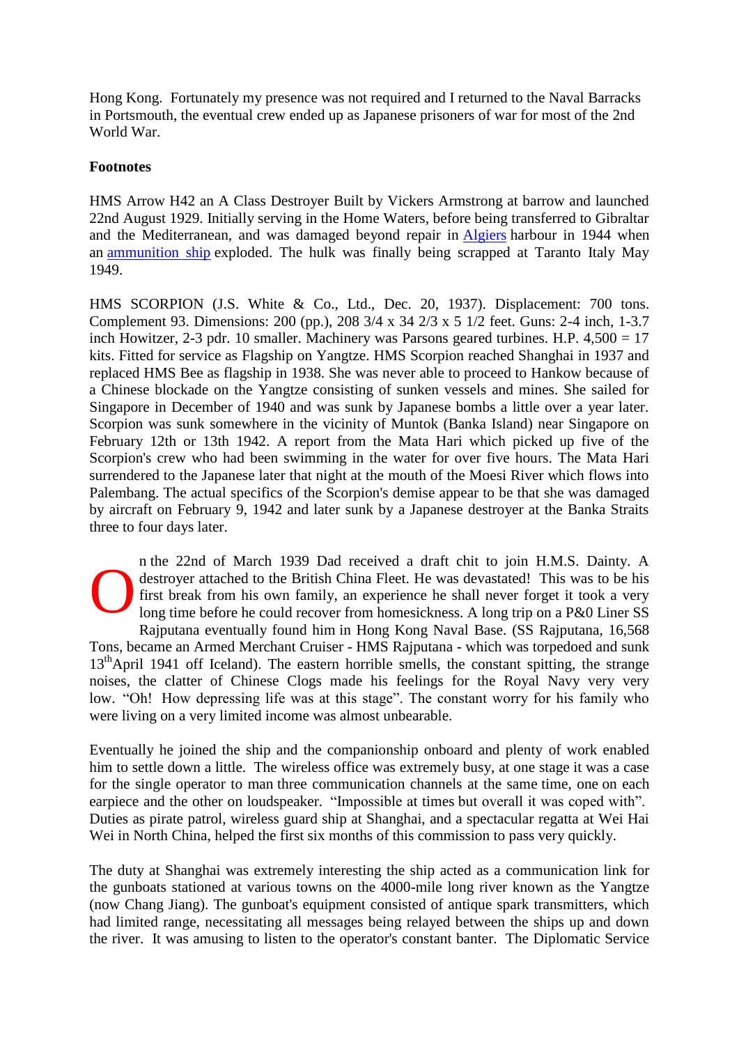Hong Kong.  Fortunately my presence was not required and I returned to the Naval Barracks in Portsmouth, the eventual crew ended up as Japanese prisoners of war for most of the 2nd World War.

**Footnotes**

HMS Arrow H42 an A Class Destroyer Built by Vickers Armstrong at barrow and launched 22nd August 1929. Initially serving in the Home Waters, before being transferred to Gibraltar and the Mediterranean, and was damaged beyond repair in Algiers harbour in 1944 when an ammunition ship exploded. The hulk was finally being scrapped at Taranto Italy May 1949.

HMS SCORPION (J.S. White & Co., Ltd., Dec. 20, 1937). Displacement: 700 tons. Complement 93. Dimensions: 200 (pp.), 208 3/4 x 34 2/3 x 5 1/2 feet. Guns: 2-4 inch, 1-3.7 inch Howitzer, 2-3 pdr. 10 smaller. Machinery was Parsons geared turbines. H.P. 4,500 = 17 kits. Fitted for service as Flagship on Yangtze. HMS Scorpion reached Shanghai in 1937 and replaced HMS Bee as flagship in 1938. She was never able to proceed to Hankow because of a Chinese blockade on the Yangtze consisting of sunken vessels and mines. She sailed for Singapore in December of 1940 and was sunk by Japanese bombs a little over a year later. Scorpion was sunk somewhere in the vicinity of Muntok (Banka Island) near Singapore on February 12th or 13th 1942. A report from the Mata Hari which picked up five of the Scorpion's crew who had been swimming in the water for over five hours. The Mata Hari surrendered to the Japanese later that night at the mouth of the Moesi River which flows into Palembang. The actual specifics of the Scorpion's demise appear to be that she was damaged by aircraft on February 9, 1942 and later sunk by a Japanese destroyer at the Banka Straits three to four days later.

On the 22nd of March 1939 Dad received a draft chit to join H.M.S. Dainty. A destroyer attached to the British China Fleet. He was devastated! This was to be his first break from his own family, an experience he shall never forget it took a very long time before he could recover from homesickness. A long trip on a P&0 Liner SS Rajputana eventually found him in Hong Kong Naval Base. (SS Rajputana, 16,568 Tons, became an Armed Merchant Cruiser - HMS Rajputana - which was torpedoed and sunk 13th April 1941 off Iceland). The eastern horrible smells, the constant spitting, the strange noises, the clatter of Chinese Clogs made his feelings for the Royal Navy very very low. "Oh! How depressing life was at this stage". The constant worry for his family who were living on a very limited income was almost unbearable.

Eventually he joined the ship and the companionship onboard and plenty of work enabled him to settle down a little. The wireless office was extremely busy, at one stage it was a case for the single operator to man three communication channels at the same time, one on each earpiece and the other on loudspeaker. "Impossible at times but overall it was coped with". Duties as pirate patrol, wireless guard ship at Shanghai, and a spectacular regatta at Wei Hai Wei in North China, helped the first six months of this commission to pass very quickly.

The duty at Shanghai was extremely interesting the ship acted as a communication link for the gunboats stationed at various towns on the 4000-mile long river known as the Yangtze (now Chang Jiang). The gunboat's equipment consisted of antique spark transmitters, which had limited range, necessitating all messages being relayed between the ships up and down the river. It was amusing to listen to the operator's constant banter. The Diplomatic Service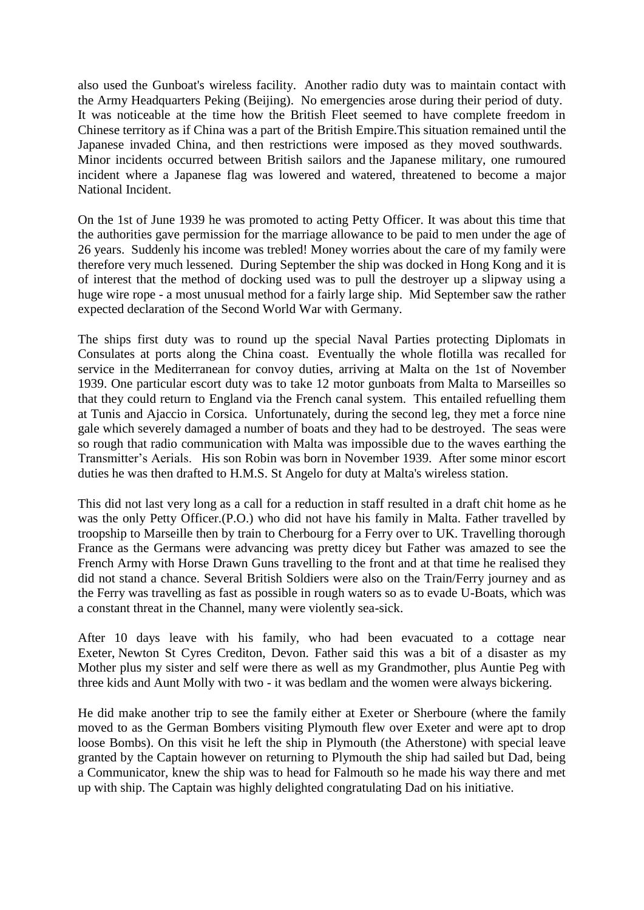also used the Gunboat's wireless facility. Another radio duty was to maintain contact with the Army Headquarters Peking (Beijing). No emergencies arose during their period of duty. It was noticeable at the time how the British Fleet seemed to have complete freedom in Chinese territory as if China was a part of the British Empire.This situation remained until the Japanese invaded China, and then restrictions were imposed as they moved southwards. Minor incidents occurred between British sailors and the Japanese military, one rumoured incident where a Japanese flag was lowered and watered, threatened to become a major National Incident.

On the 1st of June 1939 he was promoted to acting Petty Officer. It was about this time that the authorities gave permission for the marriage allowance to be paid to men under the age of 26 years. Suddenly his income was trebled! Money worries about the care of my family were therefore very much lessened. During September the ship was docked in Hong Kong and it is of interest that the method of docking used was to pull the destroyer up a slipway using a huge wire rope - a most unusual method for a fairly large ship. Mid September saw the rather expected declaration of the Second World War with Germany.

The ships first duty was to round up the special Naval Parties protecting Diplomats in Consulates at ports along the China coast. Eventually the whole flotilla was recalled for service in the Mediterranean for convoy duties, arriving at Malta on the 1st of November 1939. One particular escort duty was to take 12 motor gunboats from Malta to Marseilles so that they could return to England via the French canal system. This entailed refuelling them at Tunis and Ajaccio in Corsica. Unfortunately, during the second leg, they met a force nine gale which severely damaged a number of boats and they had to be destroyed. The seas were so rough that radio communication with Malta was impossible due to the waves earthing the Transmitter's Aerials. His son Robin was born in November 1939. After some minor escort duties he was then drafted to H.M.S. St Angelo for duty at Malta's wireless station.

This did not last very long as a call for a reduction in staff resulted in a draft chit home as he was the only Petty Officer.(P.O.) who did not have his family in Malta. Father travelled by troopship to Marseille then by train to Cherbourg for a Ferry over to UK. Travelling thorough France as the Germans were advancing was pretty dicey but Father was amazed to see the French Army with Horse Drawn Guns travelling to the front and at that time he realised they did not stand a chance. Several British Soldiers were also on the Train/Ferry journey and as the Ferry was travelling as fast as possible in rough waters so as to evade U-Boats, which was a constant threat in the Channel, many were violently sea-sick.

After 10 days leave with his family, who had been evacuated to a cottage near Exeter, Newton St Cyres Crediton, Devon. Father said this was a bit of a disaster as my Mother plus my sister and self were there as well as my Grandmother, plus Auntie Peg with three kids and Aunt Molly with two - it was bedlam and the women were always bickering.

He did make another trip to see the family either at Exeter or Sherboure (where the family moved to as the German Bombers visiting Plymouth flew over Exeter and were apt to drop loose Bombs). On this visit he left the ship in Plymouth (the Atherstone) with special leave granted by the Captain however on returning to Plymouth the ship had sailed but Dad, being a Communicator, knew the ship was to head for Falmouth so he made his way there and met up with ship. The Captain was highly delighted congratulating Dad on his initiative.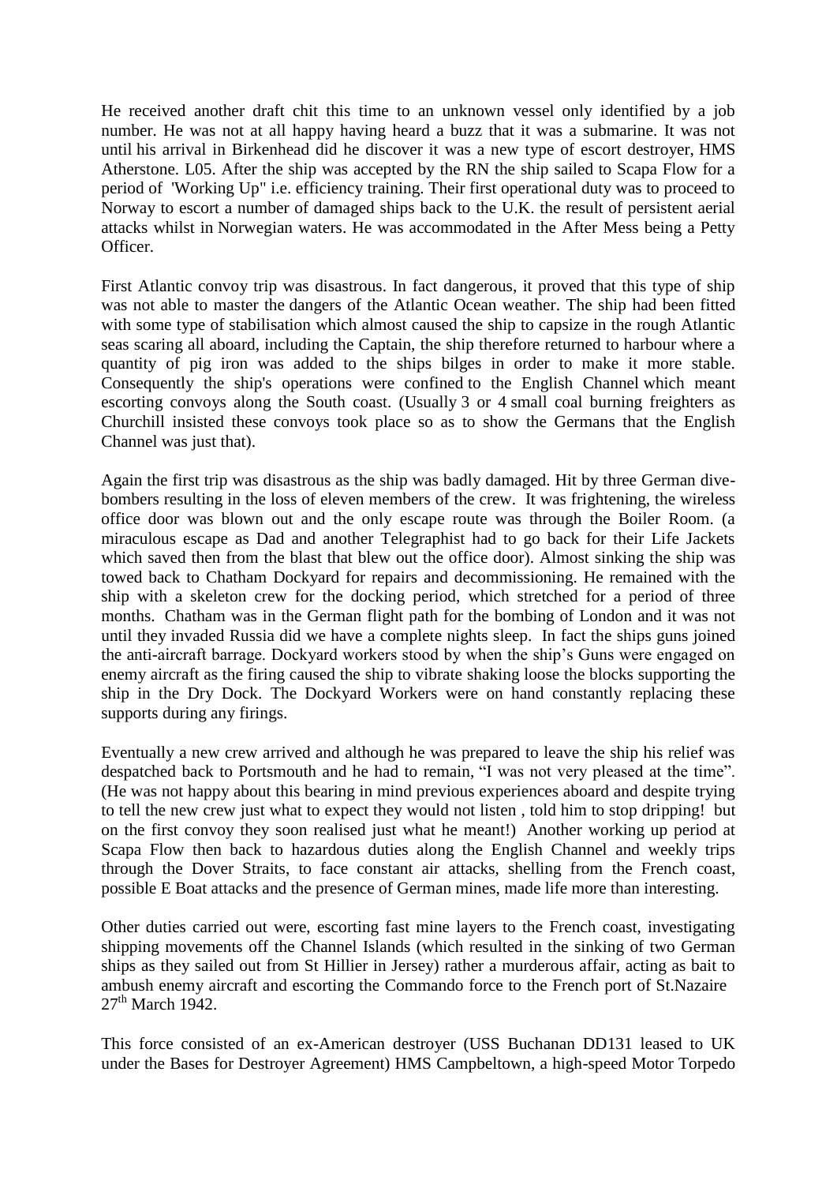He received another draft chit this time to an unknown vessel only identified by a job number. He was not at all happy having heard a buzz that it was a submarine. It was not until his arrival in Birkenhead did he discover it was a new type of escort destroyer, HMS Atherstone. L05. After the ship was accepted by the RN the ship sailed to Scapa Flow for a period of 'Working Up" i.e. efficiency training. Their first operational duty was to proceed to Norway to escort a number of damaged ships back to the U.K. the result of persistent aerial attacks whilst in Norwegian waters. He was accommodated in the After Mess being a Petty Officer.

First Atlantic convoy trip was disastrous. In fact dangerous, it proved that this type of ship was not able to master the dangers of the Atlantic Ocean weather. The ship had been fitted with some type of stabilisation which almost caused the ship to capsize in the rough Atlantic seas scaring all aboard, including the Captain, the ship therefore returned to harbour where a quantity of pig iron was added to the ships bilges in order to make it more stable. Consequently the ship's operations were confined to the English Channel which meant escorting convoys along the South coast. (Usually 3 or 4 small coal burning freighters as Churchill insisted these convoys took place so as to show the Germans that the English Channel was just that).

Again the first trip was disastrous as the ship was badly damaged. Hit by three German dive-bombers resulting in the loss of eleven members of the crew. It was frightening, the wireless office door was blown out and the only escape route was through the Boiler Room. (a miraculous escape as Dad and another Telegraphist had to go back for their Life Jackets which saved then from the blast that blew out the office door). Almost sinking the ship was towed back to Chatham Dockyard for repairs and decommissioning. He remained with the ship with a skeleton crew for the docking period, which stretched for a period of three months. Chatham was in the German flight path for the bombing of London and it was not until they invaded Russia did we have a complete nights sleep. In fact the ships guns joined the anti-aircraft barrage. Dockyard workers stood by when the ship's Guns were engaged on enemy aircraft as the firing caused the ship to vibrate shaking loose the blocks supporting the ship in the Dry Dock. The Dockyard Workers were on hand constantly replacing these supports during any firings.

Eventually a new crew arrived and although he was prepared to leave the ship his relief was despatched back to Portsmouth and he had to remain, "I was not very pleased at the time". (He was not happy about this bearing in mind previous experiences aboard and despite trying to tell the new crew just what to expect they would not listen , told him to stop dripping! but on the first convoy they soon realised just what he meant!) Another working up period at Scapa Flow then back to hazardous duties along the English Channel and weekly trips through the Dover Straits, to face constant air attacks, shelling from the French coast, possible E Boat attacks and the presence of German mines, made life more than interesting.

Other duties carried out were, escorting fast mine layers to the French coast, investigating shipping movements off the Channel Islands (which resulted in the sinking of two German ships as they sailed out from St Hillier in Jersey) rather a murderous affair, acting as bait to ambush enemy aircraft and escorting the Commando force to the French port of St.Nazaire 27th March 1942.

This force consisted of an ex-American destroyer (USS Buchanan DD131 leased to UK under the Bases for Destroyer Agreement) HMS Campbeltown, a high-speed Motor Torpedo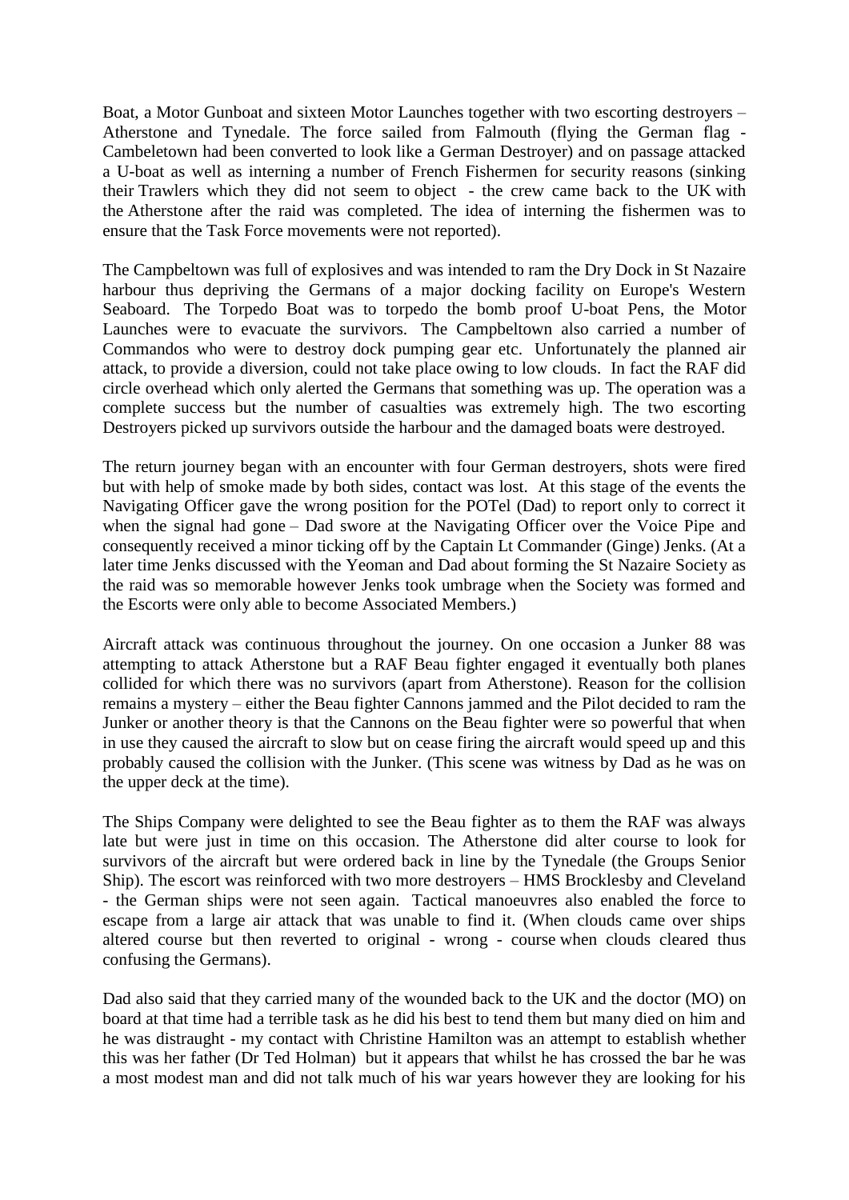Boat, a Motor Gunboat and sixteen Motor Launches together with two escorting destroyers – Atherstone and Tynedale. The force sailed from Falmouth (flying the German flag - Cambeletown had been converted to look like a German Destroyer) and on passage attacked a U-boat as well as interning a number of French Fishermen for security reasons (sinking their Trawlers which they did not seem to object - the crew came back to the UK with the Atherstone after the raid was completed. The idea of interning the fishermen was to ensure that the Task Force movements were not reported).

The Campbeltown was full of explosives and was intended to ram the Dry Dock in St Nazaire harbour thus depriving the Germans of a major docking facility on Europe's Western Seaboard. The Torpedo Boat was to torpedo the bomb proof U-boat Pens, the Motor Launches were to evacuate the survivors. The Campbeltown also carried a number of Commandos who were to destroy dock pumping gear etc. Unfortunately the planned air attack, to provide a diversion, could not take place owing to low clouds. In fact the RAF did circle overhead which only alerted the Germans that something was up. The operation was a complete success but the number of casualties was extremely high. The two escorting Destroyers picked up survivors outside the harbour and the damaged boats were destroyed.

The return journey began with an encounter with four German destroyers, shots were fired but with help of smoke made by both sides, contact was lost. At this stage of the events the Navigating Officer gave the wrong position for the POTel (Dad) to report only to correct it when the signal had gone – Dad swore at the Navigating Officer over the Voice Pipe and consequently received a minor ticking off by the Captain Lt Commander (Ginge) Jenks. (At a later time Jenks discussed with the Yeoman and Dad about forming the St Nazaire Society as the raid was so memorable however Jenks took umbrage when the Society was formed and the Escorts were only able to become Associated Members.)

Aircraft attack was continuous throughout the journey. On one occasion a Junker 88 was attempting to attack Atherstone but a RAF Beau fighter engaged it eventually both planes collided for which there was no survivors (apart from Atherstone). Reason for the collision remains a mystery – either the Beau fighter Cannons jammed and the Pilot decided to ram the Junker or another theory is that the Cannons on the Beau fighter were so powerful that when in use they caused the aircraft to slow but on cease firing the aircraft would speed up and this probably caused the collision with the Junker. (This scene was witness by Dad as he was on the upper deck at the time).

The Ships Company were delighted to see the Beau fighter as to them the RAF was always late but were just in time on this occasion. The Atherstone did alter course to look for survivors of the aircraft but were ordered back in line by the Tynedale (the Groups Senior Ship). The escort was reinforced with two more destroyers – HMS Brocklesby and Cleveland - the German ships were not seen again. Tactical manoeuvres also enabled the force to escape from a large air attack that was unable to find it. (When clouds came over ships altered course but then reverted to original - wrong - course when clouds cleared thus confusing the Germans).

Dad also said that they carried many of the wounded back to the UK and the doctor (MO) on board at that time had a terrible task as he did his best to tend them but many died on him and he was distraught - my contact with Christine Hamilton was an attempt to establish whether this was her father (Dr Ted Holman) but it appears that whilst he has crossed the bar he was a most modest man and did not talk much of his war years however they are looking for his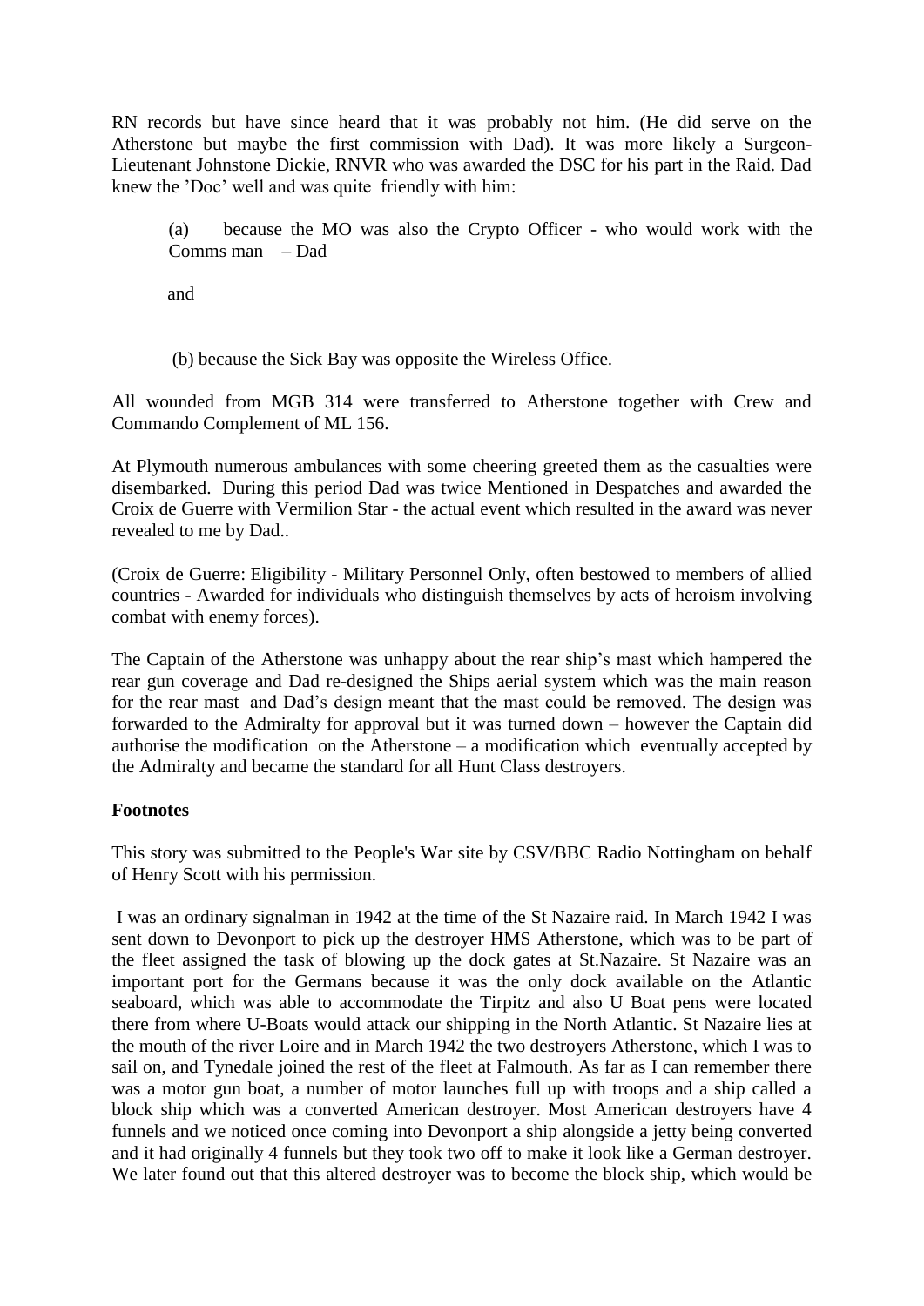RN records but have since heard that it was probably not him. (He did serve on the Atherstone but maybe the first commission with Dad). It was more likely a Surgeon-Lieutenant Johnstone Dickie, RNVR who was awarded the DSC for his part in the Raid. Dad knew the 'Doc' well and was quite friendly with him:

(a) because the MO was also the Crypto Officer - who would work with the Comms man – Dad

and

(b) because the Sick Bay was opposite the Wireless Office.

All wounded from MGB 314 were transferred to Atherstone together with Crew and Commando Complement of ML 156.

At Plymouth numerous ambulances with some cheering greeted them as the casualties were disembarked. During this period Dad was twice Mentioned in Despatches and awarded the Croix de Guerre with Vermilion Star - the actual event which resulted in the award was never revealed to me by Dad..

(Croix de Guerre: Eligibility - Military Personnel Only, often bestowed to members of allied countries - Awarded for individuals who distinguish themselves by acts of heroism involving combat with enemy forces).

The Captain of the Atherstone was unhappy about the rear ship's mast which hampered the rear gun coverage and Dad re-designed the Ships aerial system which was the main reason for the rear mast and Dad's design meant that the mast could be removed. The design was forwarded to the Admiralty for approval but it was turned down – however the Captain did authorise the modification on the Atherstone – a modification which eventually accepted by the Admiralty and became the standard for all Hunt Class destroyers.

**Footnotes**

This story was submitted to the People's War site by CSV/BBC Radio Nottingham on behalf of Henry Scott with his permission.

I was an ordinary signalman in 1942 at the time of the St Nazaire raid. In March 1942 I was sent down to Devonport to pick up the destroyer HMS Atherstone, which was to be part of the fleet assigned the task of blowing up the dock gates at St.Nazaire. St Nazaire was an important port for the Germans because it was the only dock available on the Atlantic seaboard, which was able to accommodate the Tirpitz and also U Boat pens were located there from where U-Boats would attack our shipping in the North Atlantic. St Nazaire lies at the mouth of the river Loire and in March 1942 the two destroyers Atherstone, which I was to sail on, and Tynedale joined the rest of the fleet at Falmouth. As far as I can remember there was a motor gun boat, a number of motor launches full up with troops and a ship called a block ship which was a converted American destroyer. Most American destroyers have 4 funnels and we noticed once coming into Devonport a ship alongside a jetty being converted and it had originally 4 funnels but they took two off to make it look like a German destroyer. We later found out that this altered destroyer was to become the block ship, which would be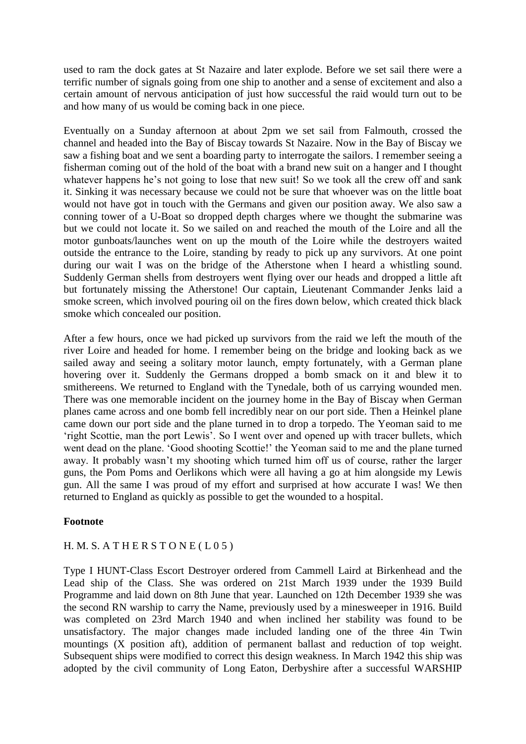used to ram the dock gates at St Nazaire and later explode. Before we set sail there were a terrific number of signals going from one ship to another and a sense of excitement and also a certain amount of nervous anticipation of just how successful the raid would turn out to be and how many of us would be coming back in one piece.

Eventually on a Sunday afternoon at about 2pm we set sail from Falmouth, crossed the channel and headed into the Bay of Biscay towards St Nazaire. Now in the Bay of Biscay we saw a fishing boat and we sent a boarding party to interrogate the sailors. I remember seeing a fisherman coming out of the hold of the boat with a brand new suit on a hanger and I thought whatever happens he's not going to lose that new suit! So we took all the crew off and sank it. Sinking it was necessary because we could not be sure that whoever was on the little boat would not have got in touch with the Germans and given our position away. We also saw a conning tower of a U-Boat so dropped depth charges where we thought the submarine was but we could not locate it. So we sailed on and reached the mouth of the Loire and all the motor gunboats/launches went on up the mouth of the Loire while the destroyers waited outside the entrance to the Loire, standing by ready to pick up any survivors. At one point during our wait I was on the bridge of the Atherstone when I heard a whistling sound. Suddenly German shells from destroyers went flying over our heads and dropped a little aft but fortunately missing the Atherstone! Our captain, Lieutenant Commander Jenks laid a smoke screen, which involved pouring oil on the fires down below, which created thick black smoke which concealed our position.

After a few hours, once we had picked up survivors from the raid we left the mouth of the river Loire and headed for home. I remember being on the bridge and looking back as we sailed away and seeing a solitary motor launch, empty fortunately, with a German plane hovering over it. Suddenly the Germans dropped a bomb smack on it and blew it to smithereens. We returned to England with the Tynedale, both of us carrying wounded men. There was one memorable incident on the journey home in the Bay of Biscay when German planes came across and one bomb fell incredibly near on our port side. Then a Heinkel plane came down our port side and the plane turned in to drop a torpedo. The Yeoman said to me 'right Scottie, man the port Lewis'. So I went over and opened up with tracer bullets, which went dead on the plane. 'Good shooting Scottie!' the Yeoman said to me and the plane turned away. It probably wasn't my shooting which turned him off us of course, rather the larger guns, the Pom Poms and Oerlikons which were all having a go at him alongside my Lewis gun. All the same I was proud of my effort and surprised at how accurate I was! We then returned to England as quickly as possible to get the wounded to a hospital.

**Footnote**

H. M. S. A T H E R S T O N E ( L 0 5 )

Type I HUNT-Class Escort Destroyer ordered from Cammell Laird at Birkenhead and the Lead ship of the Class. She was ordered on 21st March 1939 under the 1939 Build Programme and laid down on 8th June that year. Launched on 12th December 1939 she was the second RN warship to carry the Name, previously used by a minesweeper in 1916. Build was completed on 23rd March 1940 and when inclined her stability was found to be unsatisfactory. The major changes made included landing one of the three 4in Twin mountings (X position aft), addition of permanent ballast and reduction of top weight. Subsequent ships were modified to correct this design weakness. In March 1942 this ship was adopted by the civil community of Long Eaton, Derbyshire after a successful WARSHIP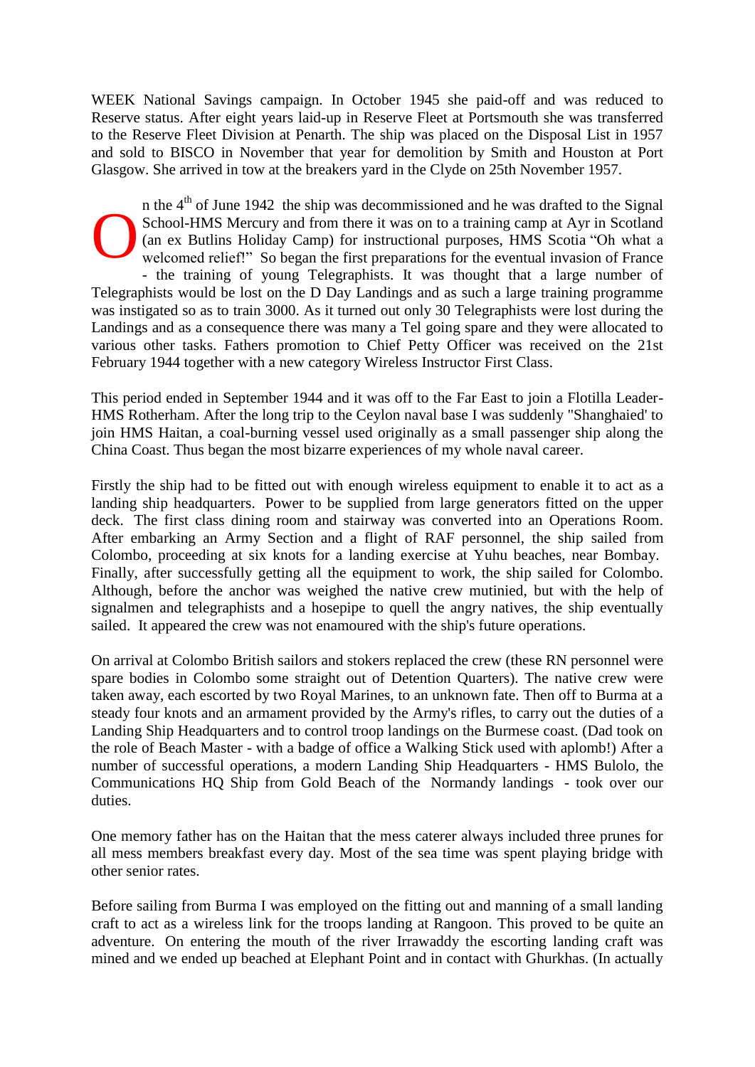WEEK National Savings campaign. In October 1945 she paid-off and was reduced to Reserve status. After eight years laid-up in Reserve Fleet at Portsmouth she was transferred to the Reserve Fleet Division at Penarth. The ship was placed on the Disposal List in 1957 and sold to BISCO in November that year for demolition by Smith and Houston at Port Glasgow. She arrived in tow at the breakers yard in the Clyde on 25th November 1957.

On the 4th of June 1942 the ship was decommissioned and he was drafted to the Signal School-HMS Mercury and from there it was on to a training camp at Ayr in Scotland (an ex Butlins Holiday Camp) for instructional purposes, HMS Scotia "Oh what a welcomed relief!" So began the first preparations for the eventual invasion of France - the training of young Telegraphists. It was thought that a large number of Telegraphists would be lost on the D Day Landings and as such a large training programme was instigated so as to train 3000. As it turned out only 30 Telegraphists were lost during the Landings and as a consequence there was many a Tel going spare and they were allocated to various other tasks. Fathers promotion to Chief Petty Officer was received on the 21st February 1944 together with a new category Wireless Instructor First Class.

This period ended in September 1944 and it was off to the Far East to join a Flotilla Leader-HMS Rotherham. After the long trip to the Ceylon naval base I was suddenly "Shanghaied' to join HMS Haitan, a coal-burning vessel used originally as a small passenger ship along the China Coast. Thus began the most bizarre experiences of my whole naval career.

Firstly the ship had to be fitted out with enough wireless equipment to enable it to act as a landing ship headquarters. Power to be supplied from large generators fitted on the upper deck. The first class dining room and stairway was converted into an Operations Room. After embarking an Army Section and a flight of RAF personnel, the ship sailed from Colombo, proceeding at six knots for a landing exercise at Yuhu beaches, near Bombay. Finally, after successfully getting all the equipment to work, the ship sailed for Colombo. Although, before the anchor was weighed the native crew mutinied, but with the help of signalmen and telegraphists and a hosepipe to quell the angry natives, the ship eventually sailed. It appeared the crew was not enamoured with the ship's future operations.

On arrival at Colombo British sailors and stokers replaced the crew (these RN personnel were spare bodies in Colombo some straight out of Detention Quarters). The native crew were taken away, each escorted by two Royal Marines, to an unknown fate. Then off to Burma at a steady four knots and an armament provided by the Army's rifles, to carry out the duties of a Landing Ship Headquarters and to control troop landings on the Burmese coast. (Dad took on the role of Beach Master - with a badge of office a Walking Stick used with aplomb!) After a number of successful operations, a modern Landing Ship Headquarters - HMS Bulolo, the Communications HQ Ship from Gold Beach of the Normandy landings - took over our duties.

One memory father has on the Haitan that the mess caterer always included three prunes for all mess members breakfast every day. Most of the sea time was spent playing bridge with other senior rates.

Before sailing from Burma I was employed on the fitting out and manning of a small landing craft to act as a wireless link for the troops landing at Rangoon. This proved to be quite an adventure. On entering the mouth of the river Irrawaddy the escorting landing craft was mined and we ended up beached at Elephant Point and in contact with Ghurkhas. (In actually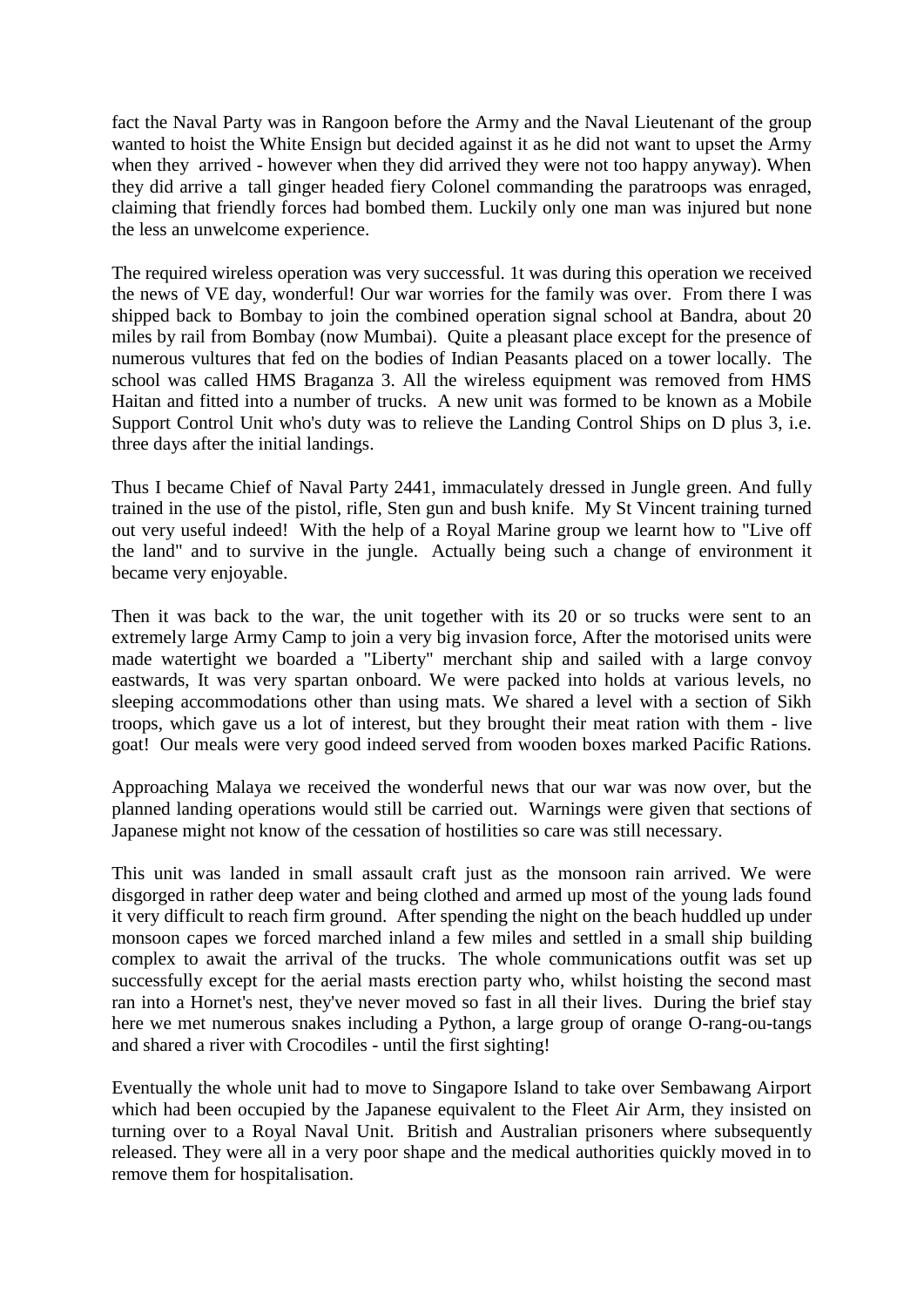fact the Naval Party was in Rangoon before the Army and the Naval Lieutenant of the group wanted to hoist the White Ensign but decided against it as he did not want to upset the Army when they arrived - however when they did arrived they were not too happy anyway). When they did arrive a tall ginger headed fiery Colonel commanding the paratroops was enraged, claiming that friendly forces had bombed them. Luckily only one man was injured but none the less an unwelcome experience.

The required wireless operation was very successful. 1t was during this operation we received the news of VE day, wonderful! Our war worries for the family was over. From there I was shipped back to Bombay to join the combined operation signal school at Bandra, about 20 miles by rail from Bombay (now Mumbai). Quite a pleasant place except for the presence of numerous vultures that fed on the bodies of Indian Peasants placed on a tower locally. The school was called HMS Braganza 3. All the wireless equipment was removed from HMS Haitan and fitted into a number of trucks. A new unit was formed to be known as a Mobile Support Control Unit who's duty was to relieve the Landing Control Ships on D plus 3, i.e. three days after the initial landings.

Thus I became Chief of Naval Party 2441, immaculately dressed in Jungle green. And fully trained in the use of the pistol, rifle, Sten gun and bush knife. My St Vincent training turned out very useful indeed! With the help of a Royal Marine group we learnt how to "Live off the land" and to survive in the jungle. Actually being such a change of environment it became very enjoyable.

Then it was back to the war, the unit together with its 20 or so trucks were sent to an extremely large Army Camp to join a very big invasion force, After the motorised units were made watertight we boarded a "Liberty" merchant ship and sailed with a large convoy eastwards, It was very spartan onboard. We were packed into holds at various levels, no sleeping accommodations other than using mats. We shared a level with a section of Sikh troops, which gave us a lot of interest, but they brought their meat ration with them - live goat! Our meals were very good indeed served from wooden boxes marked Pacific Rations.

Approaching Malaya we received the wonderful news that our war was now over, but the planned landing operations would still be carried out. Warnings were given that sections of Japanese might not know of the cessation of hostilities so care was still necessary.

This unit was landed in small assault craft just as the monsoon rain arrived. We were disgorged in rather deep water and being clothed and armed up most of the young lads found it very difficult to reach firm ground. After spending the night on the beach huddled up under monsoon capes we forced marched inland a few miles and settled in a small ship building complex to await the arrival of the trucks. The whole communications outfit was set up successfully except for the aerial masts erection party who, whilst hoisting the second mast ran into a Hornet's nest, they've never moved so fast in all their lives. During the brief stay here we met numerous snakes including a Python, a large group of orange O-rang-ou-tangs and shared a river with Crocodiles - until the first sighting!

Eventually the whole unit had to move to Singapore Island to take over Sembawang Airport which had been occupied by the Japanese equivalent to the Fleet Air Arm, they insisted on turning over to a Royal Naval Unit. British and Australian prisoners where subsequently released. They were all in a very poor shape and the medical authorities quickly moved in to remove them for hospitalisation.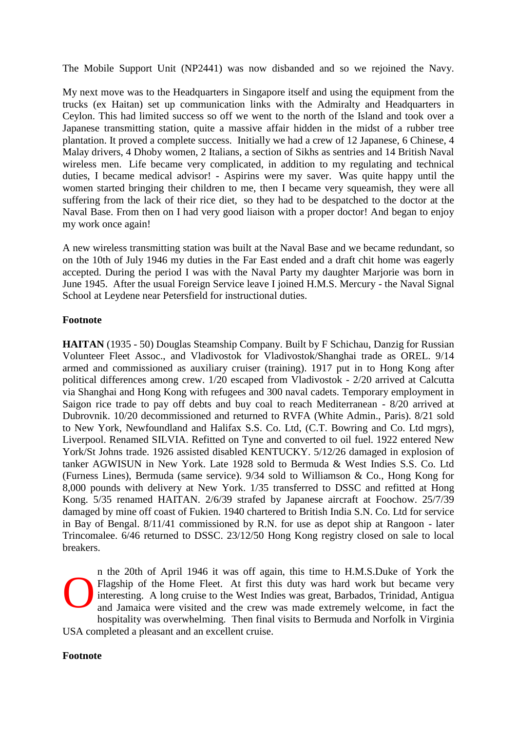The Mobile Support Unit (NP2441) was now disbanded and so we rejoined the Navy.

My next move was to the Headquarters in Singapore itself and using the equipment from the trucks (ex Haitan) set up communication links with the Admiralty and Headquarters in Ceylon. This had limited success so off we went to the north of the Island and took over a Japanese transmitting station, quite a massive affair hidden in the midst of a rubber tree plantation. It proved a complete success. Initially we had a crew of 12 Japanese, 6 Chinese, 4 Malay drivers, 4 Dhoby women, 2 Italians, a section of Sikhs as sentries and 14 British Naval wireless men. Life became very complicated, in addition to my regulating and technical duties, I became medical advisor! - Aspirins were my saver. Was quite happy until the women started bringing their children to me, then I became very squeamish, they were all suffering from the lack of their rice diet, so they had to be despatched to the doctor at the Naval Base. From then on I had very good liaison with a proper doctor! And began to enjoy my work once again!

A new wireless transmitting station was built at the Naval Base and we became redundant, so on the 10th of July 1946 my duties in the Far East ended and a draft chit home was eagerly accepted. During the period I was with the Naval Party my daughter Marjorie was born in June 1945. After the usual Foreign Service leave I joined H.M.S. Mercury - the Naval Signal School at Leydene near Petersfield for instructional duties.

**Footnote**

**HAITAN** (1935 - 50) Douglas Steamship Company. Built by F Schichau, Danzig for Russian Volunteer Fleet Assoc., and Vladivostok for Vladivostok/Shanghai trade as OREL. 9/14 armed and commissioned as auxiliary cruiser (training). 1917 put in to Hong Kong after political differences among crew. 1/20 escaped from Vladivostok - 2/20 arrived at Calcutta via Shanghai and Hong Kong with refugees and 300 naval cadets. Temporary employment in Saigon rice trade to pay off debts and buy coal to reach Mediterranean - 8/20 arrived at Dubrovnik. 10/20 decommissioned and returned to RVFA (White Admin., Paris). 8/21 sold to New York, Newfoundland and Halifax S.S. Co. Ltd, (C.T. Bowring and Co. Ltd mgrs), Liverpool. Renamed SILVIA. Refitted on Tyne and converted to oil fuel. 1922 entered New York/St Johns trade. 1926 assisted disabled KENTUCKY. 5/12/26 damaged in explosion of tanker AGWISUN in New York. Late 1928 sold to Bermuda & West Indies S.S. Co. Ltd (Furness Lines), Bermuda (same service). 9/34 sold to Williamson & Co., Hong Kong for 8,000 pounds with delivery at New York. 1/35 transferred to DSSC and refitted at Hong Kong. 5/35 renamed HAITAN. 2/6/39 strafed by Japanese aircraft at Foochow. 25/7/39 damaged by mine off coast of Fukien. 1940 chartered to British India S.N. Co. Ltd for service in Bay of Bengal. 8/11/41 commissioned by R.N. for use as depot ship at Rangoon - later Trincomalee. 6/46 returned to DSSC. 23/12/50 Hong Kong registry closed on sale to local breakers.

On the 20th of April 1946 it was off again, this time to H.M.S.Duke of York the Flagship of the Home Fleet. At first this duty was hard work but became very interesting. A long cruise to the West Indies was great, Barbados, Trinidad, Antigua and Jamaica were visited and the crew was made extremely welcome, in fact the hospitality was overwhelming. Then final visits to Bermuda and Norfolk in Virginia USA completed a pleasant and an excellent cruise.

**Footnote**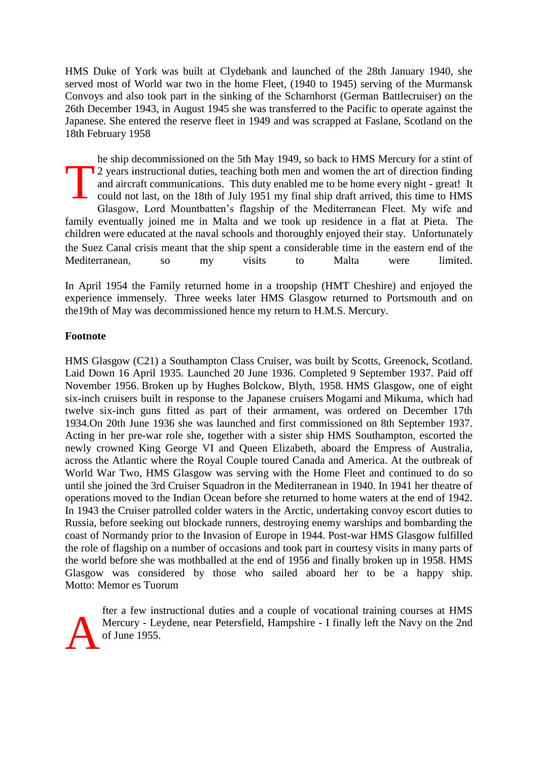HMS Duke of York was built at Clydebank and launched of the 28th January 1940, she served most of World war two in the home Fleet, (1940 to 1945) serving of the Murmansk Convoys and also took part in the sinking of the Scharnhorst (German Battlecruiser) on the 26th December 1943, in August 1945 she was transferred to the Pacific to operate against the Japanese. She entered the reserve fleet in 1949 and was scrapped at Faslane, Scotland on the 18th February 1958

The ship decommissioned on the 5th May 1949, so back to HMS Mercury for a stint of 2 years instructional duties, teaching both men and women the art of direction finding and aircraft communications. This duty enabled me to be home every night - great! It could not last, on the 18th of July 1951 my final ship draft arrived, this time to HMS Glasgow, Lord Mountbatten's flagship of the Mediterranean Fleet. My wife and family eventually joined me in Malta and we took up residence in a flat at Pieta. The children were educated at the naval schools and thoroughly enjoyed their stay. Unfortunately the Suez Canal crisis meant that the ship spent a considerable time in the eastern end of the Mediterranean, so my visits to Malta were limited.

In April 1954 the Family returned home in a troopship (HMT Cheshire) and enjoyed the experience immensely. Three weeks later HMS Glasgow returned to Portsmouth and on the19th of May was decommissioned hence my return to H.M.S. Mercury.

**Footnote**

HMS Glasgow (C21) a Southampton Class Cruiser, was built by Scotts, Greenock, Scotland. Laid Down 16 April 1935. Launched 20 June 1936. Completed 9 September 1937. Paid off November 1956. Broken up by Hughes Bolckow, Blyth, 1958. HMS Glasgow, one of eight six-inch cruisers built in response to the Japanese cruisers Mogami and Mikuma, which had twelve six-inch guns fitted as part of their armament, was ordered on December 17th 1934.On 20th June 1936 she was launched and first commissioned on 8th September 1937. Acting in her pre-war role she, together with a sister ship HMS Southampton, escorted the newly crowned King George VI and Queen Elizabeth, aboard the Empress of Australia, across the Atlantic where the Royal Couple toured Canada and America. At the outbreak of World War Two, HMS Glasgow was serving with the Home Fleet and continued to do so until she joined the 3rd Cruiser Squadron in the Mediterranean in 1940. In 1941 her theatre of operations moved to the Indian Ocean before she returned to home waters at the end of 1942. In 1943 the Cruiser patrolled colder waters in the Arctic, undertaking convoy escort duties to Russia, before seeking out blockade runners, destroying enemy warships and bombarding the coast of Normandy prior to the Invasion of Europe in 1944. Post-war HMS Glasgow fulfilled the role of flagship on a number of occasions and took part in courtesy visits in many parts of the world before she was mothballed at the end of 1956 and finally broken up in 1958. HMS Glasgow was considered by those who sailed aboard her to be a happy ship. Motto: Memor es Tuorum

After a few instructional duties and a couple of vocational training courses at HMS Mercury - Leydene, near Petersfield, Hampshire - I finally left the Navy on the 2nd of June 1955.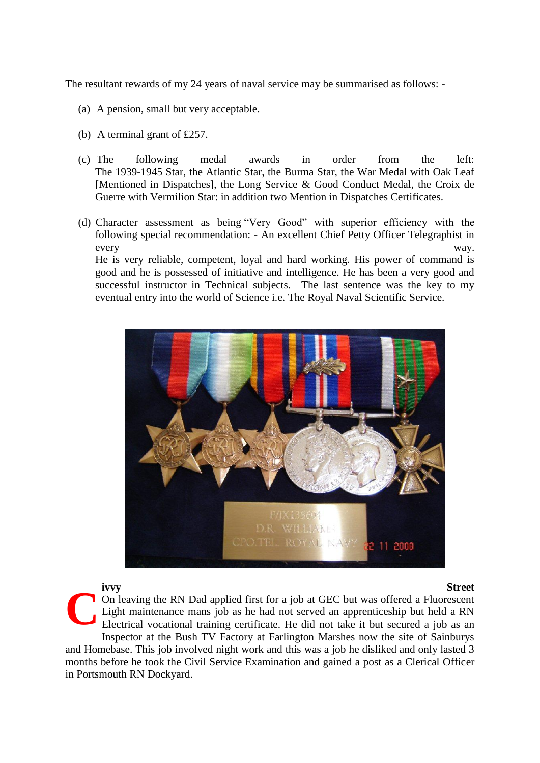The resultant rewards of my 24 years of naval service may be summarised as follows: -

(a) A pension, small but very acceptable.

(b) A terminal grant of £257.

(c) The following medal awards in order from the left: The 1939-1945 Star, the Atlantic Star, the Burma Star, the War Medal with Oak Leaf [Mentioned in Dispatches], the Long Service & Good Conduct Medal, the Croix de Guerre with Vermilion Star: in addition two Mention in Dispatches Certificates.

(d) Character assessment as being "Very Good" with superior efficiency with the following special recommendation: - An excellent Chief Petty Officer Telegraphist in every way.
He is very reliable, competent, loyal and hard working. His power of command is good and he is possessed of initiative and intelligence. He has been a very good and successful instructor in Technical subjects. The last sentence was the key to my eventual entry into the world of Science i.e. The Royal Naval Scientific Service.

**Civvy Street**

On leaving the RN Dad applied first for a job at GEC but was offered a Fluorescent Light maintenance mans job as he had not served an apprenticeship but held a RN Electrical vocational training certificate. He did not take it but secured a job as an Inspector at the Bush TV Factory at Farlington Marshes now the site of Sainburys and Homebase. This job involved night work and this was a job he disliked and only lasted 3 months before he took the Civil Service Examination and gained a post as a Clerical Officer in Portsmouth RN Dockyard.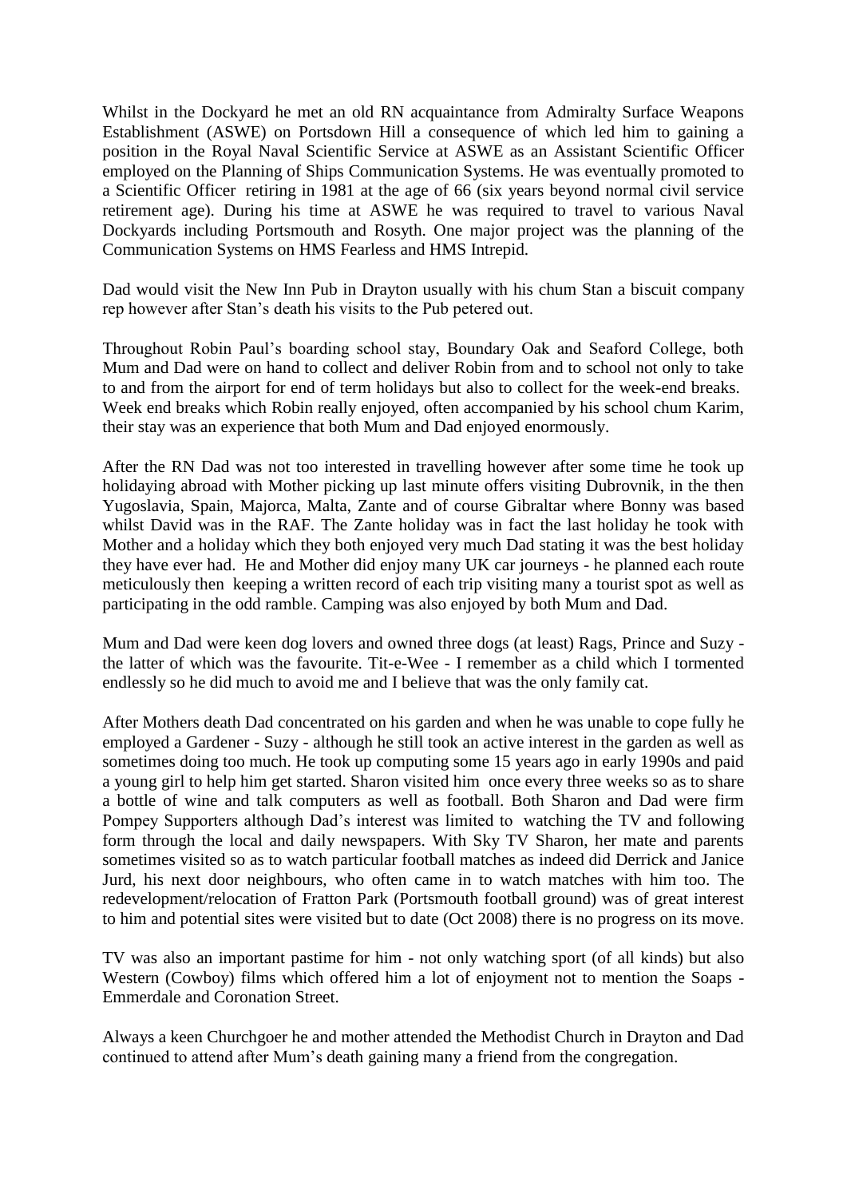Whilst in the Dockyard he met an old RN acquaintance from Admiralty Surface Weapons Establishment (ASWE) on Portsdown Hill a consequence of which led him to gaining a position in the Royal Naval Scientific Service at ASWE as an Assistant Scientific Officer employed on the Planning of Ships Communication Systems. He was eventually promoted to a Scientific Officer retiring in 1981 at the age of 66 (six years beyond normal civil service retirement age). During his time at ASWE he was required to travel to various Naval Dockyards including Portsmouth and Rosyth. One major project was the planning of the Communication Systems on HMS Fearless and HMS Intrepid.

Dad would visit the New Inn Pub in Drayton usually with his chum Stan a biscuit company rep however after Stan's death his visits to the Pub petered out.

Throughout Robin Paul's boarding school stay, Boundary Oak and Seaford College, both Mum and Dad were on hand to collect and deliver Robin from and to school not only to take to and from the airport for end of term holidays but also to collect for the week-end breaks. Week end breaks which Robin really enjoyed, often accompanied by his school chum Karim, their stay was an experience that both Mum and Dad enjoyed enormously.

After the RN Dad was not too interested in travelling however after some time he took up holidaying abroad with Mother picking up last minute offers visiting Dubrovnik, in the then Yugoslavia, Spain, Majorca, Malta, Zante and of course Gibraltar where Bonny was based whilst David was in the RAF. The Zante holiday was in fact the last holiday he took with Mother and a holiday which they both enjoyed very much Dad stating it was the best holiday they have ever had. He and Mother did enjoy many UK car journeys - he planned each route meticulously then keeping a written record of each trip visiting many a tourist spot as well as participating in the odd ramble. Camping was also enjoyed by both Mum and Dad.

Mum and Dad were keen dog lovers and owned three dogs (at least) Rags, Prince and Suzy - the latter of which was the favourite. Tit-e-Wee - I remember as a child which I tormented endlessly so he did much to avoid me and I believe that was the only family cat.

After Mothers death Dad concentrated on his garden and when he was unable to cope fully he employed a Gardener - Suzy - although he still took an active interest in the garden as well as sometimes doing too much. He took up computing some 15 years ago in early 1990s and paid a young girl to help him get started. Sharon visited him once every three weeks so as to share a bottle of wine and talk computers as well as football. Both Sharon and Dad were firm Pompey Supporters although Dad's interest was limited to watching the TV and following form through the local and daily newspapers. With Sky TV Sharon, her mate and parents sometimes visited so as to watch particular football matches as indeed did Derrick and Janice Jurd, his next door neighbours, who often came in to watch matches with him too. The redevelopment/relocation of Fratton Park (Portsmouth football ground) was of great interest to him and potential sites were visited but to date (Oct 2008) there is no progress on its move.

TV was also an important pastime for him - not only watching sport (of all kinds) but also Western (Cowboy) films which offered him a lot of enjoyment not to mention the Soaps - Emmerdale and Coronation Street.

Always a keen Churchgoer he and mother attended the Methodist Church in Drayton and Dad continued to attend after Mum's death gaining many a friend from the congregation.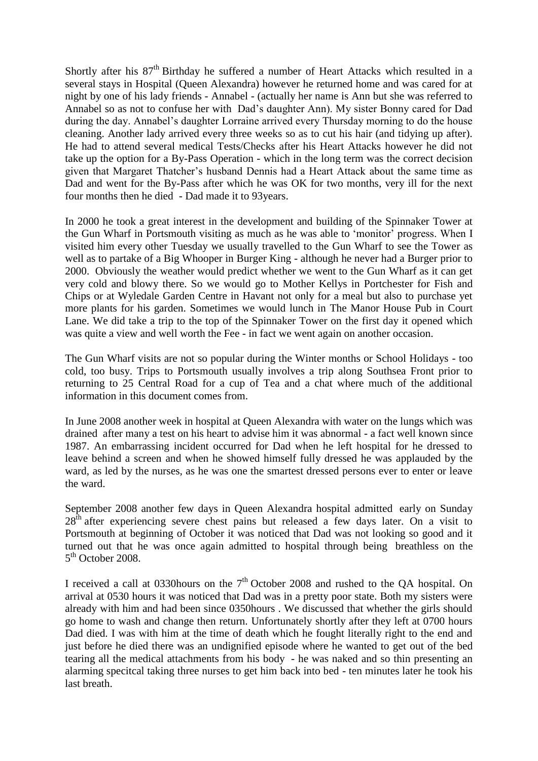Shortly after his 87th Birthday he suffered a number of Heart Attacks which resulted in a several stays in Hospital (Queen Alexandra) however he returned home and was cared for at night by one of his lady friends - Annabel - (actually her name is Ann but she was referred to Annabel so as not to confuse her with Dad's daughter Ann). My sister Bonny cared for Dad during the day. Annabel's daughter Lorraine arrived every Thursday morning to do the house cleaning. Another lady arrived every three weeks so as to cut his hair (and tidying up after). He had to attend several medical Tests/Checks after his Heart Attacks however he did not take up the option for a By-Pass Operation - which in the long term was the correct decision given that Margaret Thatcher's husband Dennis had a Heart Attack about the same time as Dad and went for the By-Pass after which he was OK for two months, very ill for the next four months then he died - Dad made it to 93years.

In 2000 he took a great interest in the development and building of the Spinnaker Tower at the Gun Wharf in Portsmouth visiting as much as he was able to 'monitor' progress. When I visited him every other Tuesday we usually travelled to the Gun Wharf to see the Tower as well as to partake of a Big Whooper in Burger King - although he never had a Burger prior to 2000. Obviously the weather would predict whether we went to the Gun Wharf as it can get very cold and blowy there. So we would go to Mother Kellys in Portchester for Fish and Chips or at Wyledale Garden Centre in Havant not only for a meal but also to purchase yet more plants for his garden. Sometimes we would lunch in The Manor House Pub in Court Lane. We did take a trip to the top of the Spinnaker Tower on the first day it opened which was quite a view and well worth the Fee - in fact we went again on another occasion.

The Gun Wharf visits are not so popular during the Winter months or School Holidays - too cold, too busy. Trips to Portsmouth usually involves a trip along Southsea Front prior to returning to 25 Central Road for a cup of Tea and a chat where much of the additional information in this document comes from.

In June 2008 another week in hospital at Queen Alexandra with water on the lungs which was drained after many a test on his heart to advise him it was abnormal - a fact well known since 1987. An embarrassing incident occurred for Dad when he left hospital for he dressed to leave behind a screen and when he showed himself fully dressed he was applauded by the ward, as led by the nurses, as he was one the smartest dressed persons ever to enter or leave the ward.

September 2008 another few days in Queen Alexandra hospital admitted early on Sunday 28th after experiencing severe chest pains but released a few days later. On a visit to Portsmouth at beginning of October it was noticed that Dad was not looking so good and it turned out that he was once again admitted to hospital through being breathless on the 5th October 2008.

I received a call at 0330hours on the 7th October 2008 and rushed to the QA hospital. On arrival at 0530 hours it was noticed that Dad was in a pretty poor state. Both my sisters were already with him and had been since 0350hours . We discussed that whether the girls should go home to wash and change then return. Unfortunately shortly after they left at 0700 hours Dad died. I was with him at the time of death which he fought literally right to the end and just before he died there was an undignified episode where he wanted to get out of the bed tearing all the medical attachments from his body - he was naked and so thin presenting an alarming specitcal taking three nurses to get him back into bed - ten minutes later he took his last breath.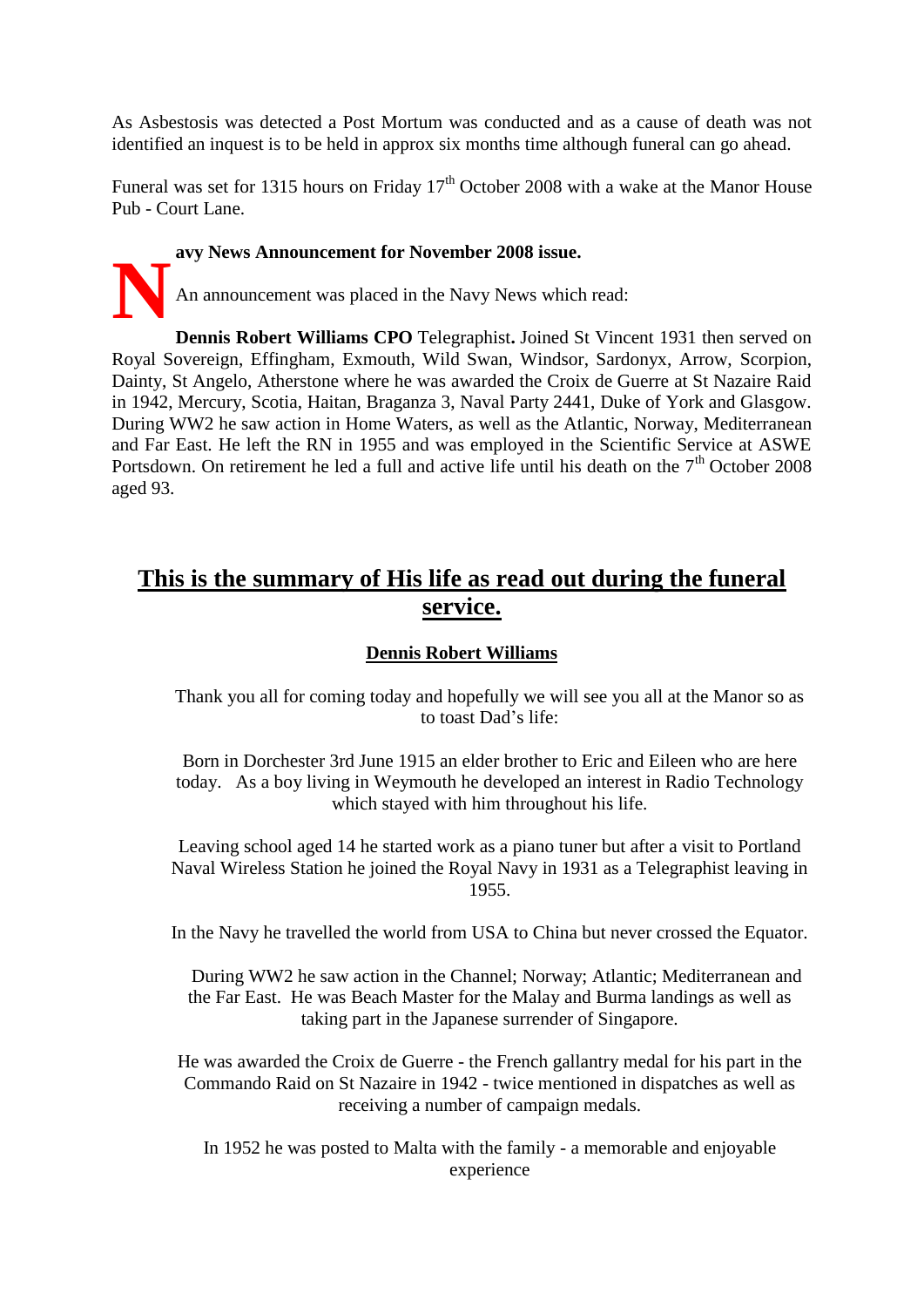As Asbestosis was detected a Post Mortum was conducted and as a cause of death was not identified an inquest is to be held in approx six months time although funeral can go ahead.

Funeral was set for 1315 hours on Friday 17th October 2008 with a wake at the Manor House Pub - Court Lane.

**Navy News Announcement for November 2008 issue.**

An announcement was placed in the Navy News which read:

**Dennis Robert Williams CPO** Telegraphist**.** Joined St Vincent 1931 then served on Royal Sovereign, Effingham, Exmouth, Wild Swan, Windsor, Sardonyx, Arrow, Scorpion, Dainty, St Angelo, Atherstone where he was awarded the Croix de Guerre at St Nazaire Raid in 1942, Mercury, Scotia, Haitan, Braganza 3, Naval Party 2441, Duke of York and Glasgow. During WW2 he saw action in Home Waters, as well as the Atlantic, Norway, Mediterranean and Far East. He left the RN in 1955 and was employed in the Scientific Service at ASWE Portsdown. On retirement he led a full and active life until his death on the 7th October 2008 aged 93.

## <u>This is the summary of His life as read out during the funeral service.</u>

### <u>Dennis Robert Williams</u>

Thank you all for coming today and hopefully we will see you all at the Manor so as to toast Dad's life:

Born in Dorchester 3rd June 1915 an elder brother to Eric and Eileen who are here today. As a boy living in Weymouth he developed an interest in Radio Technology which stayed with him throughout his life.

Leaving school aged 14 he started work as a piano tuner but after a visit to Portland Naval Wireless Station he joined the Royal Navy in 1931 as a Telegraphist leaving in 1955.

In the Navy he travelled the world from USA to China but never crossed the Equator.

During WW2 he saw action in the Channel; Norway; Atlantic; Mediterranean and the Far East. He was Beach Master for the Malay and Burma landings as well as taking part in the Japanese surrender of Singapore.

He was awarded the Croix de Guerre - the French gallantry medal for his part in the Commando Raid on St Nazaire in 1942 - twice mentioned in dispatches as well as receiving a number of campaign medals.

In 1952 he was posted to Malta with the family - a memorable and enjoyable experience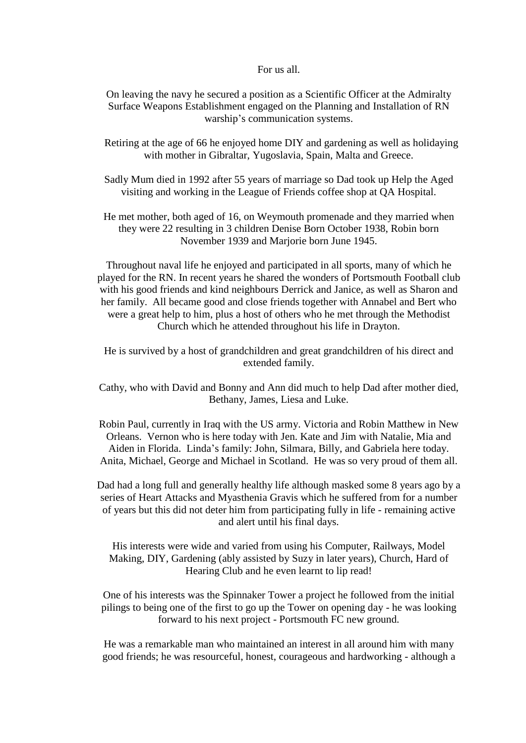For us all.

On leaving the navy he secured a position as a Scientific Officer at the Admiralty Surface Weapons Establishment engaged on the Planning and Installation of RN warship's communication systems.

Retiring at the age of 66 he enjoyed home DIY and gardening as well as holidaying with mother in Gibraltar, Yugoslavia, Spain, Malta and Greece.

Sadly Mum died in 1992 after 55 years of marriage so Dad took up Help the Aged visiting and working in the League of Friends coffee shop at QA Hospital.

He met mother, both aged of 16, on Weymouth promenade and they married when they were 22 resulting in 3 children Denise Born October 1938, Robin born November 1939 and Marjorie born June 1945.

Throughout naval life he enjoyed and participated in all sports, many of which he played for the RN. In recent years he shared the wonders of Portsmouth Football club with his good friends and kind neighbours Derrick and Janice, as well as Sharon and her family. All became good and close friends together with Annabel and Bert who were a great help to him, plus a host of others who he met through the Methodist Church which he attended throughout his life in Drayton.

He is survived by a host of grandchildren and great grandchildren of his direct and extended family.

Cathy, who with David and Bonny and Ann did much to help Dad after mother died, Bethany, James, Liesa and Luke.

Robin Paul, currently in Iraq with the US army. Victoria and Robin Matthew in New Orleans. Vernon who is here today with Jen. Kate and Jim with Natalie, Mia and Aiden in Florida. Linda's family: John, Silmara, Billy, and Gabriela here today. Anita, Michael, George and Michael in Scotland. He was so very proud of them all.

Dad had a long full and generally healthy life although masked some 8 years ago by a series of Heart Attacks and Myasthenia Gravis which he suffered from for a number of years but this did not deter him from participating fully in life - remaining active and alert until his final days.

His interests were wide and varied from using his Computer, Railways, Model Making, DIY, Gardening (ably assisted by Suzy in later years), Church, Hard of Hearing Club and he even learnt to lip read!

One of his interests was the Spinnaker Tower a project he followed from the initial pilings to being one of the first to go up the Tower on opening day - he was looking forward to his next project - Portsmouth FC new ground.

He was a remarkable man who maintained an interest in all around him with many good friends; he was resourceful, honest, courageous and hardworking - although a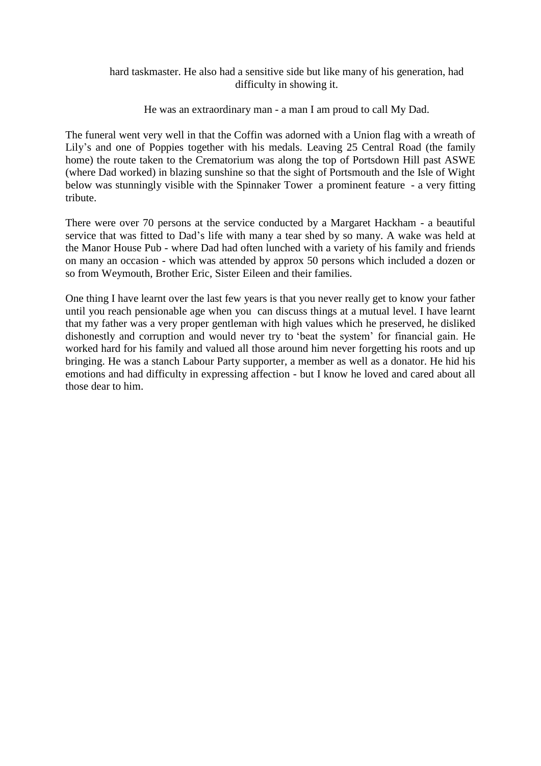hard taskmaster. He also had a sensitive side but like many of his generation, had difficulty in showing it.

He was an extraordinary man - a man I am proud to call My Dad.

The funeral went very well in that the Coffin was adorned with a Union flag with a wreath of Lily's and one of Poppies together with his medals. Leaving 25 Central Road (the family home) the route taken to the Crematorium was along the top of Portsdown Hill past ASWE (where Dad worked) in blazing sunshine so that the sight of Portsmouth and the Isle of Wight below was stunningly visible with the Spinnaker Tower a prominent feature - a very fitting tribute.

There were over 70 persons at the service conducted by a Margaret Hackham - a beautiful service that was fitted to Dad's life with many a tear shed by so many. A wake was held at the Manor House Pub - where Dad had often lunched with a variety of his family and friends on many an occasion - which was attended by approx 50 persons which included a dozen or so from Weymouth, Brother Eric, Sister Eileen and their families.

One thing I have learnt over the last few years is that you never really get to know your father until you reach pensionable age when you can discuss things at a mutual level. I have learnt that my father was a very proper gentleman with high values which he preserved, he disliked dishonestly and corruption and would never try to 'beat the system' for financial gain. He worked hard for his family and valued all those around him never forgetting his roots and up bringing. He was a stanch Labour Party supporter, a member as well as a donator. He hid his emotions and had difficulty in expressing affection - but I know he loved and cared about all those dear to him.